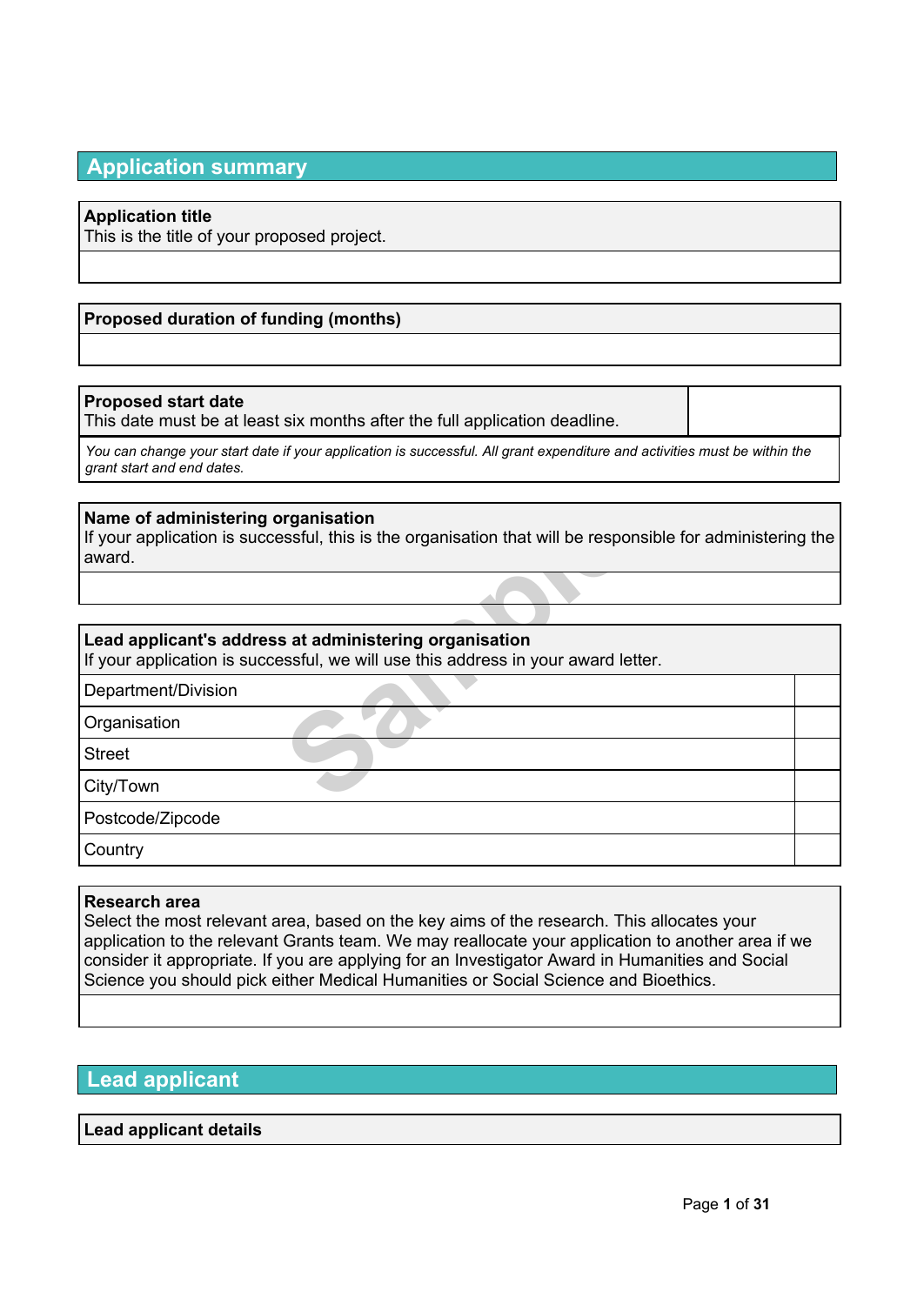## Application summary

| **Application title**<br>This is the title of your proposed project. |
| --- |
| |

| **Proposed duration of funding (months)** |
| --- |
| |

| **Proposed start date**<br>This date must be at least six months after the full application deadline. | |
| --- | --- |

*You can change your start date if your application is successful. All grant expenditure and activities must be within the grant start and end dates.*

| **Name of administering organisation**<br>If your application is successful, this is the organisation that will be responsible for administering the award. |
| --- |
| |

| **Lead applicant's address at administering organisation**<br>If your application is successful, we will use this address in your award letter. | |
| --- | --- |
| Department/Division | |
| Organisation | |
| Street | |
| City/Town | |
| Postcode/Zipcode | |
| Country | |

| **Research area**<br>Select the most relevant area, based on the key aims of the research. This allocates your application to the relevant Grants team. We may reallocate your application to another area if we consider it appropriate. If you are applying for an Investigator Award in Humanities and Social Science you should pick either Medical Humanities or Social Science and Bioethics. |
| --- |
| |

## Lead applicant

| **Lead applicant details** |
| --- |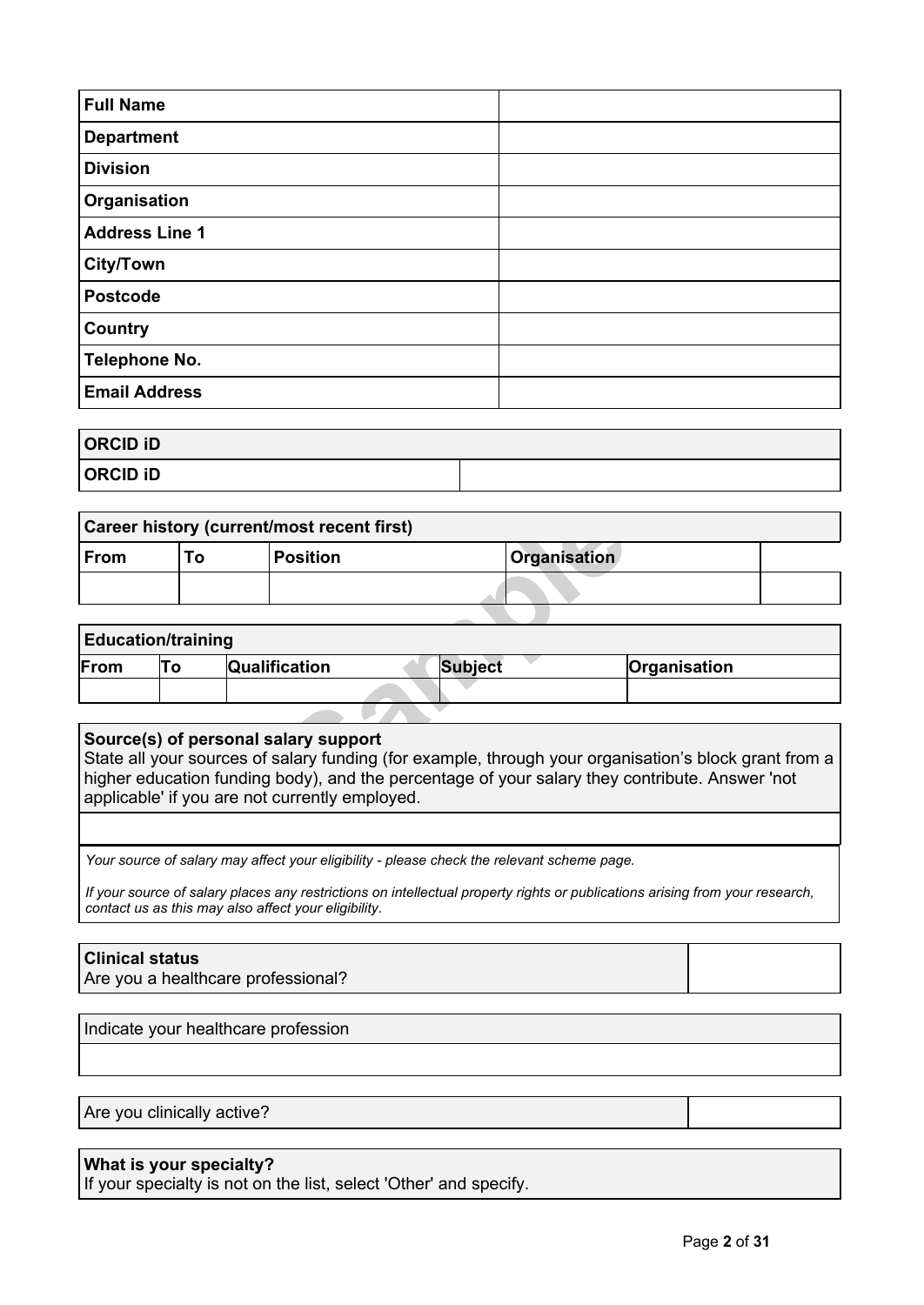| Full Name | |
|---|---|
| Department | |
| Division | |
| Organisation | |
| Address Line 1 | |
| City/Town | |
| Postcode | |
| Country | |
| Telephone No. | |
| Email Address | |

| ORCID iD | |
|---|---|
| ORCID iD | |

| Career history (current/most recent first) | | | | |
|---|---|---|---|---|
| From | To | Position | Organisation | |
| | | | | |

| Education/training | | | | |
|---|---|---|---|---|
| From | To | Qualification | Subject | Organisation |
| | | | | |

**Source(s) of personal salary support**
State all your sources of salary funding (for example, through your organisation's block grant from a higher education funding body), and the percentage of your salary they contribute. Answer 'not applicable' if you are not currently employed.

*Your source of salary may affect your eligibility - please check the relevant scheme page.*

*If your source of salary places any restrictions on intellectual property rights or publications arising from your research, contact us as this may also affect your eligibility.*

| **Clinical status**<br>Are you a healthcare professional? | |
|---|---|

Indicate your healthcare profession

| Are you clinically active? | |
|---|---|

**What is your specialty?**
If your specialty is not on the list, select 'Other' and specify.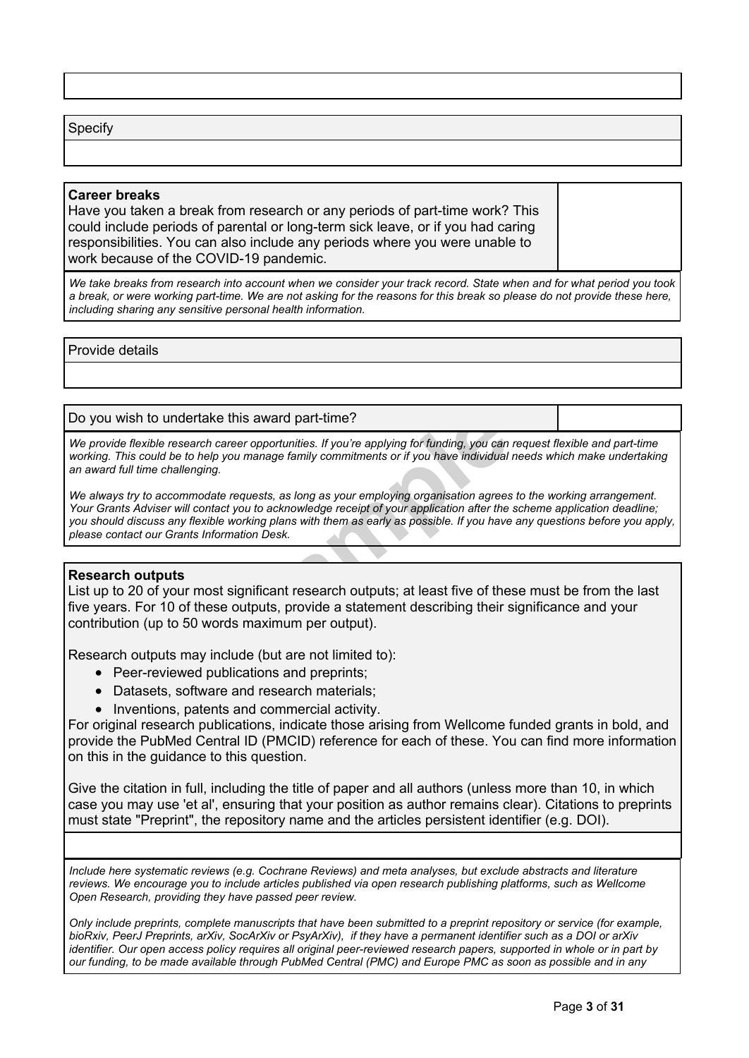Specify

**Career breaks**

Have you taken a break from research or any periods of part-time work? This could include periods of parental or long-term sick leave, or if you had caring responsibilities. You can also include any periods where you were unable to work because of the COVID-19 pandemic.

*We take breaks from research into account when we consider your track record. State when and for what period you took a break, or were working part-time. We are not asking for the reasons for this break so please do not provide these here, including sharing any sensitive personal health information.*

Provide details

Do you wish to undertake this award part-time?

*We provide flexible research career opportunities. If you're applying for funding, you can request flexible and part-time working. This could be to help you manage family commitments or if you have individual needs which make undertaking an award full time challenging.*

*We always try to accommodate requests, as long as your employing organisation agrees to the working arrangement. Your Grants Adviser will contact you to acknowledge receipt of your application after the scheme application deadline; you should discuss any flexible working plans with them as early as possible. If you have any questions before you apply, please contact our Grants Information Desk.*

**Research outputs**

List up to 20 of your most significant research outputs; at least five of these must be from the last five years. For 10 of these outputs, provide a statement describing their significance and your contribution (up to 50 words maximum per output).

Research outputs may include (but are not limited to):

- Peer-reviewed publications and preprints;
- Datasets, software and research materials;
- Inventions, patents and commercial activity.

For original research publications, indicate those arising from Wellcome funded grants in bold, and provide the PubMed Central ID (PMCID) reference for each of these. You can find more information on this in the guidance to this question.

Give the citation in full, including the title of paper and all authors (unless more than 10, in which case you may use 'et al', ensuring that your position as author remains clear). Citations to preprints must state "Preprint", the repository name and the articles persistent identifier (e.g. DOI).

*Include here systematic reviews (e.g. Cochrane Reviews) and meta analyses, but exclude abstracts and literature reviews. We encourage you to include articles published via open research publishing platforms, such as Wellcome Open Research, providing they have passed peer review.*

*Only include preprints, complete manuscripts that have been submitted to a preprint repository or service (for example, bioRxiv, PeerJ Preprints, arXiv, SocArXiv or PsyArXiv), if they have a permanent identifier such as a DOI or arXiv identifier. Our open access policy requires all original peer-reviewed research papers, supported in whole or in part by our funding, to be made available through PubMed Central (PMC) and Europe PMC as soon as possible and in any*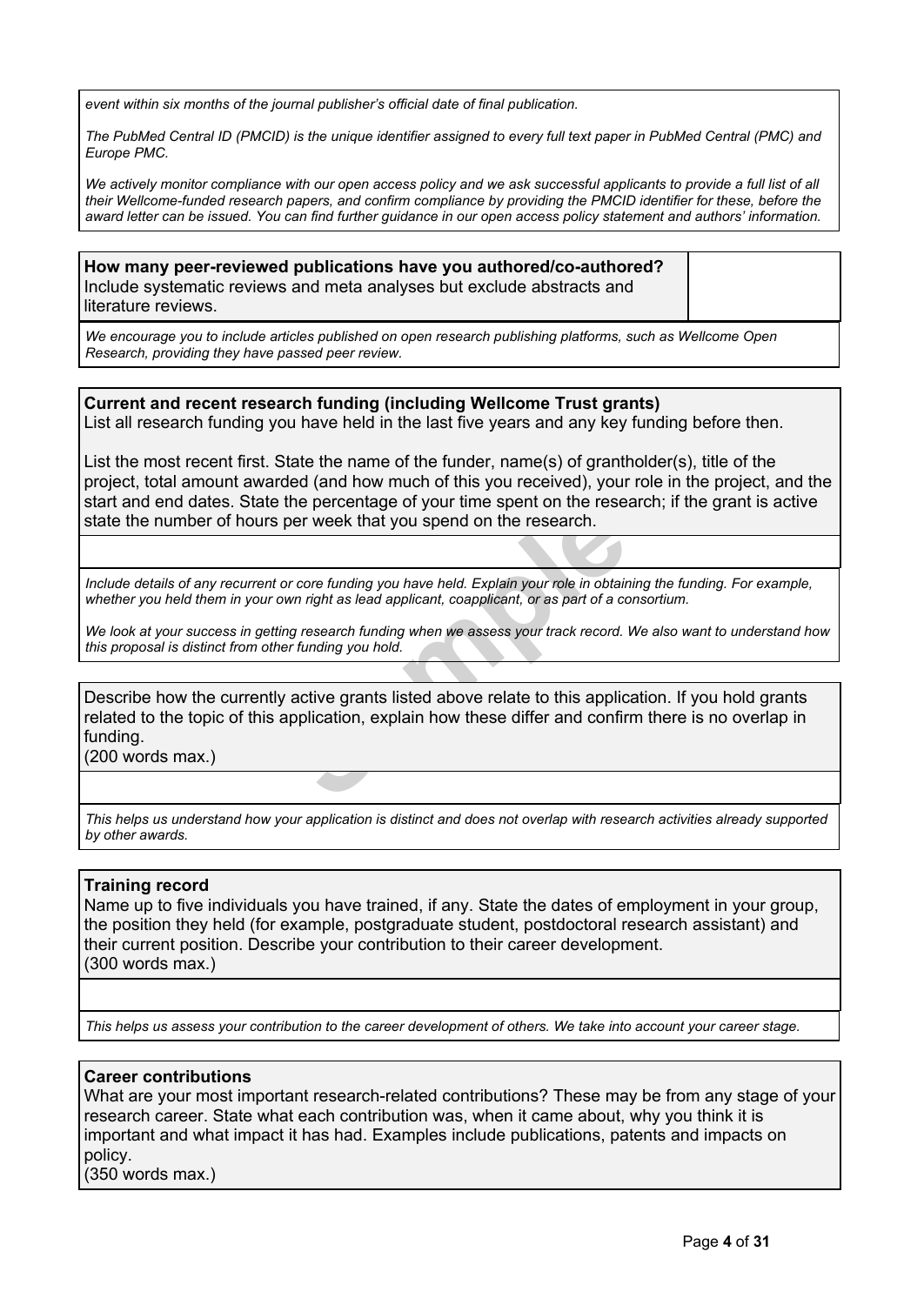*event within six months of the journal publisher's official date of final publication.*

*The PubMed Central ID (PMCID) is the unique identifier assigned to every full text paper in PubMed Central (PMC) and Europe PMC.*

*We actively monitor compliance with our open access policy and we ask successful applicants to provide a full list of all their Wellcome-funded research papers, and confirm compliance by providing the PMCID identifier for these, before the award letter can be issued. You can find further guidance in our open access policy statement and authors' information.*

**How many peer-reviewed publications have you authored/co-authored?**
Include systematic reviews and meta analyses but exclude abstracts and literature reviews.

*We encourage you to include articles published on open research publishing platforms, such as Wellcome Open Research, providing they have passed peer review.*

**Current and recent research funding (including Wellcome Trust grants)**
List all research funding you have held in the last five years and any key funding before then.

List the most recent first. State the name of the funder, name(s) of grantholder(s), title of the project, total amount awarded (and how much of this you received), your role in the project, and the start and end dates. State the percentage of your time spent on the research; if the grant is active state the number of hours per week that you spend on the research.

*Include details of any recurrent or core funding you have held. Explain your role in obtaining the funding. For example, whether you held them in your own right as lead applicant, coapplicant, or as part of a consortium.*

*We look at your success in getting research funding when we assess your track record. We also want to understand how this proposal is distinct from other funding you hold.*

Describe how the currently active grants listed above relate to this application. If you hold grants related to the topic of this application, explain how these differ and confirm there is no overlap in funding.
(200 words max.)

*This helps us understand how your application is distinct and does not overlap with research activities already supported by other awards.*

**Training record**
Name up to five individuals you have trained, if any. State the dates of employment in your group, the position they held (for example, postgraduate student, postdoctoral research assistant) and their current position. Describe your contribution to their career development.
(300 words max.)

*This helps us assess your contribution to the career development of others. We take into account your career stage.*

**Career contributions**
What are your most important research-related contributions? These may be from any stage of your research career. State what each contribution was, when it came about, why you think it is important and what impact it has had. Examples include publications, patents and impacts on policy.
(350 words max.)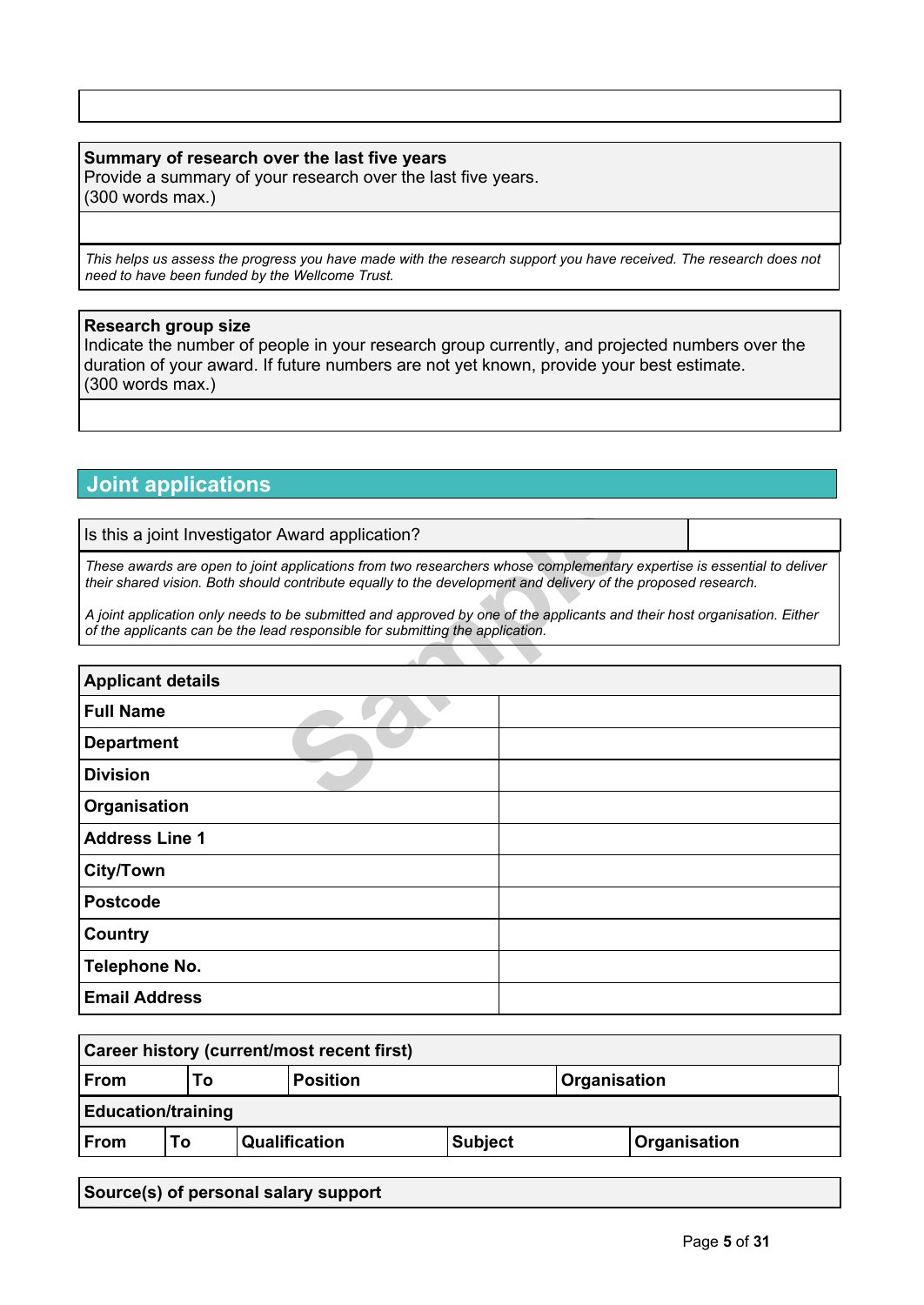**Summary of research over the last five years**
Provide a summary of your research over the last five years.
(300 words max.)

*This helps us assess the progress you have made with the research support you have received. The research does not need to have been funded by the Wellcome Trust.*

**Research group size**
Indicate the number of people in your research group currently, and projected numbers over the duration of your award. If future numbers are not yet known, provide your best estimate.
(300 words max.)

## Joint applications

| Is this a joint Investigator Award application? | |
|---|---|

*These awards are open to joint applications from two researchers whose complementary expertise is essential to deliver their shared vision. Both should contribute equally to the development and delivery of the proposed research.*

*A joint application only needs to be submitted and approved by one of the applicants and their host organisation. Either of the applicants can be the lead responsible for submitting the application.*

| **Applicant details** | |
|---|---|
| **Full Name** | |
| **Department** | |
| **Division** | |
| **Organisation** | |
| **Address Line 1** | |
| **City/Town** | |
| **Postcode** | |
| **Country** | |
| **Telephone No.** | |
| **Email Address** | |

**Career history (current/most recent first)**

| **From** | **To** | **Position** | **Organisation** |
|---|---|---|---|

**Education/training**

| **From** | **To** | **Qualification** | **Subject** | **Organisation** |
|---|---|---|---|---|

**Source(s) of personal salary support**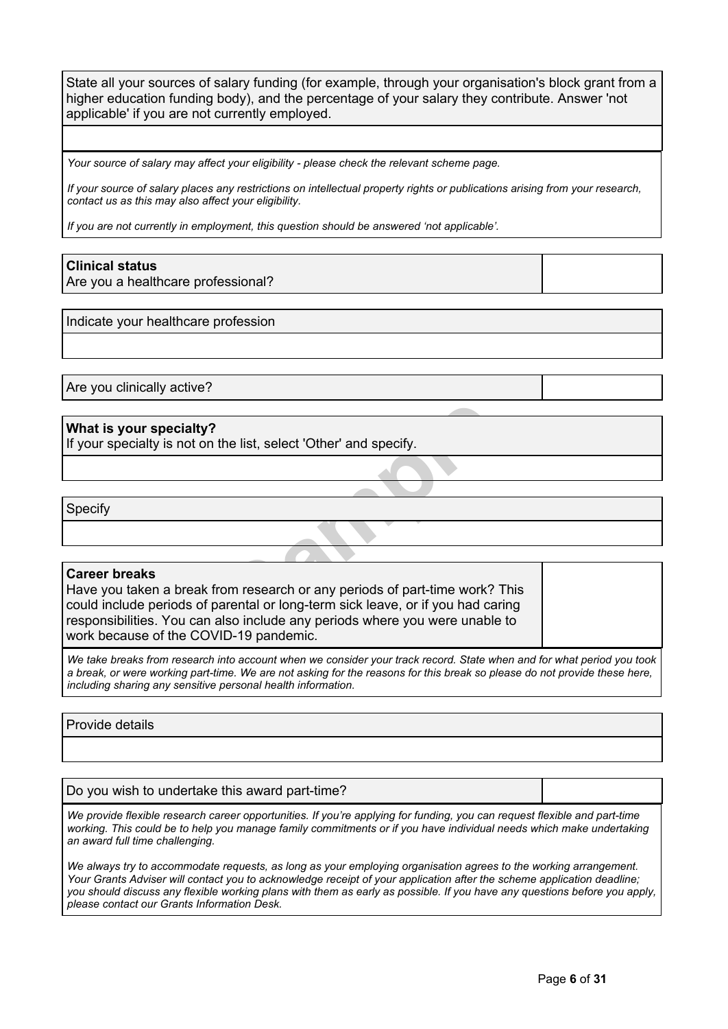State all your sources of salary funding (for example, through your organisation's block grant from a higher education funding body), and the percentage of your salary they contribute. Answer 'not applicable' if you are not currently employed.

*Your source of salary may affect your eligibility - please check the relevant scheme page.*

*If your source of salary places any restrictions on intellectual property rights or publications arising from your research, contact us as this may also affect your eligibility.*

*If you are not currently in employment, this question should be answered 'not applicable'.*

**Clinical status**
Are you a healthcare professional?

Indicate your healthcare profession

Are you clinically active?

**What is your specialty?**
If your specialty is not on the list, select 'Other' and specify.

Specify

**Career breaks**
Have you taken a break from research or any periods of part-time work? This could include periods of parental or long-term sick leave, or if you had caring responsibilities. You can also include any periods where you were unable to work because of the COVID-19 pandemic.

*We take breaks from research into account when we consider your track record. State when and for what period you took a break, or were working part-time. We are not asking for the reasons for this break so please do not provide these here, including sharing any sensitive personal health information.*

Provide details

Do you wish to undertake this award part-time?

*We provide flexible research career opportunities. If you're applying for funding, you can request flexible and part-time working. This could be to help you manage family commitments or if you have individual needs which make undertaking an award full time challenging.*

*We always try to accommodate requests, as long as your employing organisation agrees to the working arrangement. Your Grants Adviser will contact you to acknowledge receipt of your application after the scheme application deadline; you should discuss any flexible working plans with them as early as possible. If you have any questions before you apply, please contact our Grants Information Desk.*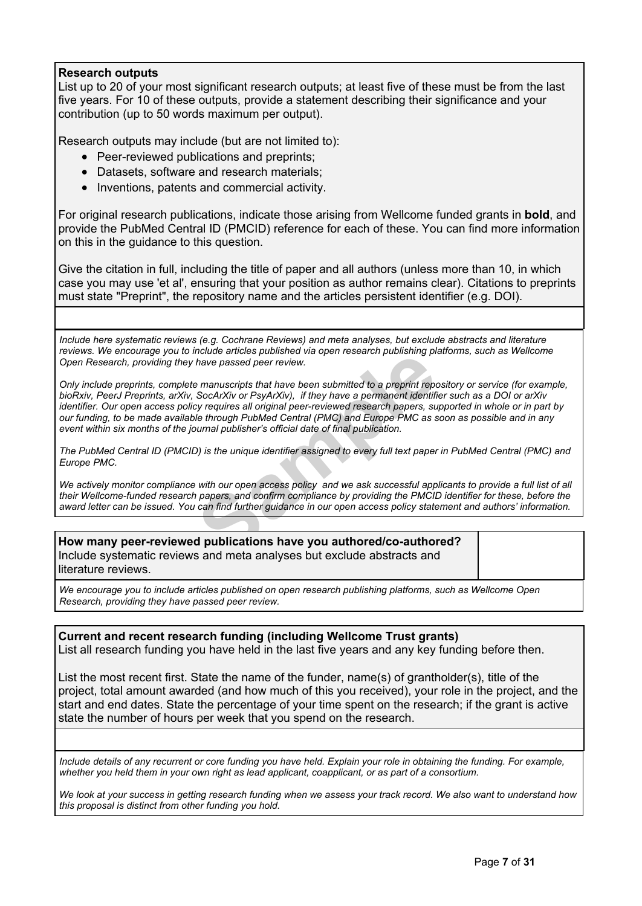**Research outputs**

List up to 20 of your most significant research outputs; at least five of these must be from the last five years. For 10 of these outputs, provide a statement describing their significance and your contribution (up to 50 words maximum per output).

Research outputs may include (but are not limited to):

- Peer-reviewed publications and preprints;
- Datasets, software and research materials;
- Inventions, patents and commercial activity.

For original research publications, indicate those arising from Wellcome funded grants in **bold**, and provide the PubMed Central ID (PMCID) reference for each of these. You can find more information on this in the guidance to this question.

Give the citation in full, including the title of paper and all authors (unless more than 10, in which case you may use 'et al', ensuring that your position as author remains clear). Citations to preprints must state "Preprint", the repository name and the articles persistent identifier (e.g. DOI).

*Include here systematic reviews (e.g. Cochrane Reviews) and meta analyses, but exclude abstracts and literature reviews. We encourage you to include articles published via open research publishing platforms, such as Wellcome Open Research, providing they have passed peer review.*

*Only include preprints, complete manuscripts that have been submitted to a preprint repository or service (for example, bioRxiv, PeerJ Preprints, arXiv, SocArXiv or PsyArXiv), if they have a permanent identifier such as a DOI or arXiv identifier. Our open access policy requires all original peer-reviewed research papers, supported in whole or in part by our funding, to be made available through PubMed Central (PMC) and Europe PMC as soon as possible and in any event within six months of the journal publisher's official date of final publication.*

*The PubMed Central ID (PMCID) is the unique identifier assigned to every full text paper in PubMed Central (PMC) and Europe PMC.*

*We actively monitor compliance with our open access policy and we ask successful applicants to provide a full list of all their Wellcome-funded research papers, and confirm compliance by providing the PMCID identifier for these, before the award letter can be issued. You can find further guidance in our open access policy statement and authors' information.*

**How many peer-reviewed publications have you authored/co-authored?**
Include systematic reviews and meta analyses but exclude abstracts and literature reviews.

*We encourage you to include articles published on open research publishing platforms, such as Wellcome Open Research, providing they have passed peer review.*

**Current and recent research funding (including Wellcome Trust grants)**

List all research funding you have held in the last five years and any key funding before then.

List the most recent first. State the name of the funder, name(s) of grantholder(s), title of the project, total amount awarded (and how much of this you received), your role in the project, and the start and end dates. State the percentage of your time spent on the research; if the grant is active state the number of hours per week that you spend on the research.

*Include details of any recurrent or core funding you have held. Explain your role in obtaining the funding. For example, whether you held them in your own right as lead applicant, coapplicant, or as part of a consortium.*

*We look at your success in getting research funding when we assess your track record. We also want to understand how this proposal is distinct from other funding you hold.*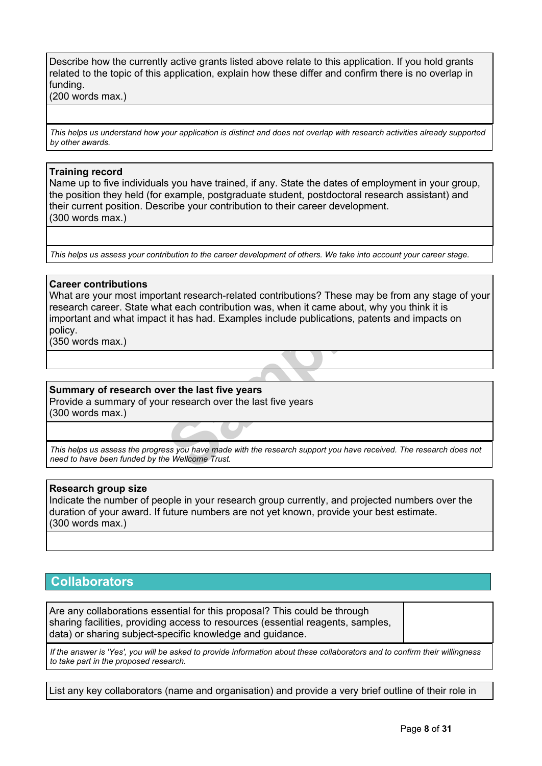Describe how the currently active grants listed above relate to this application. If you hold grants related to the topic of this application, explain how these differ and confirm there is no overlap in funding.
(200 words max.)

*This helps us understand how your application is distinct and does not overlap with research activities already supported by other awards.*

**Training record**
Name up to five individuals you have trained, if any. State the dates of employment in your group, the position they held (for example, postgraduate student, postdoctoral research assistant) and their current position. Describe your contribution to their career development.
(300 words max.)

*This helps us assess your contribution to the career development of others. We take into account your career stage.*

**Career contributions**
What are your most important research-related contributions? These may be from any stage of your research career. State what each contribution was, when it came about, why you think it is important and what impact it has had. Examples include publications, patents and impacts on policy.
(350 words max.)

**Summary of research over the last five years**
Provide a summary of your research over the last five years
(300 words max.)

*This helps us assess the progress you have made with the research support you have received. The research does not need to have been funded by the Wellcome Trust.*

**Research group size**
Indicate the number of people in your research group currently, and projected numbers over the duration of your award. If future numbers are not yet known, provide your best estimate.
(300 words max.)

## Collaborators

Are any collaborations essential for this proposal? This could be through sharing facilities, providing access to resources (essential reagents, samples, data) or sharing subject-specific knowledge and guidance.

*If the answer is 'Yes', you will be asked to provide information about these collaborators and to confirm their willingness to take part in the proposed research.*

List any key collaborators (name and organisation) and provide a very brief outline of their role in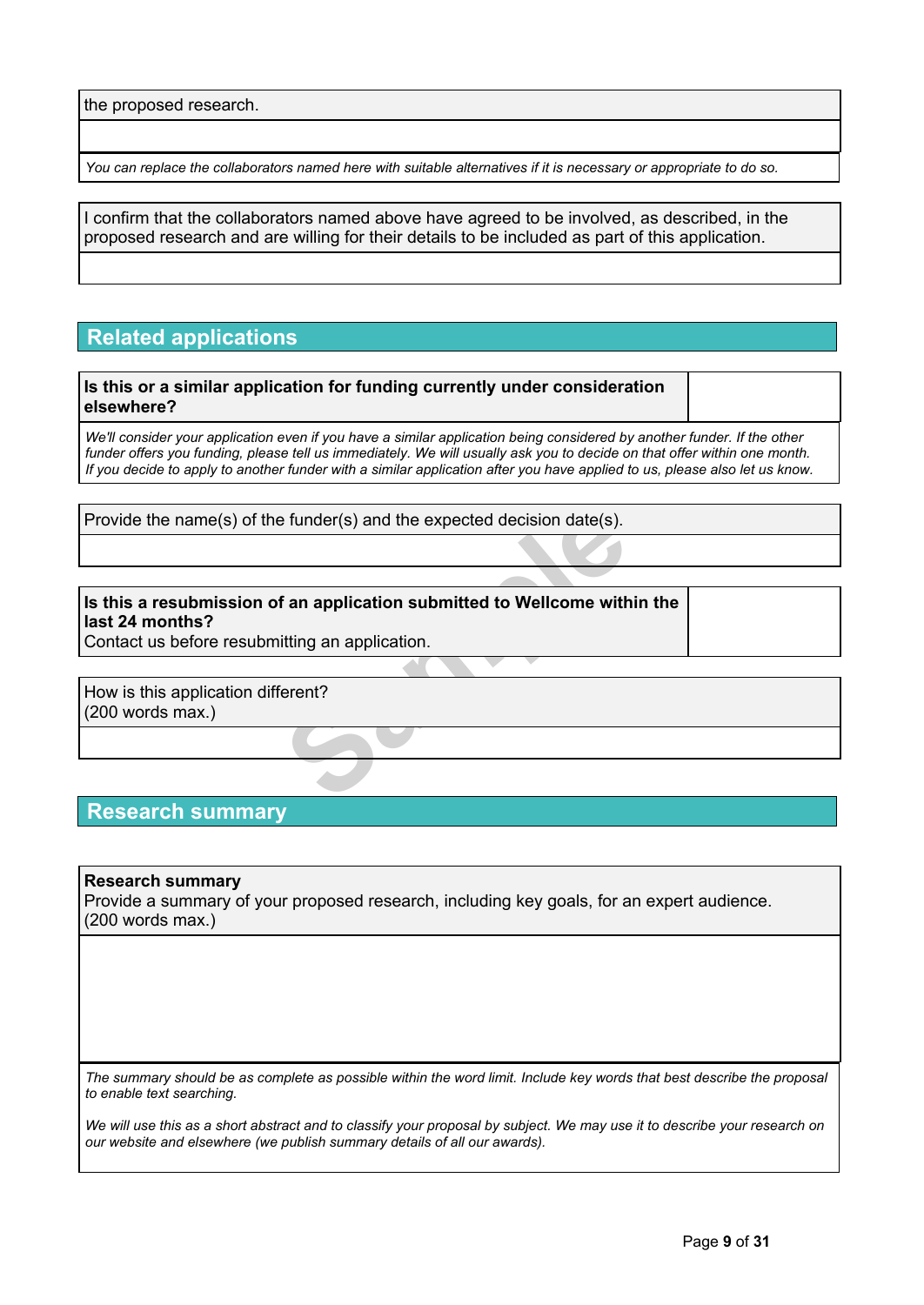the proposed research.

*You can replace the collaborators named here with suitable alternatives if it is necessary or appropriate to do so.*

I confirm that the collaborators named above have agreed to be involved, as described, in the proposed research and are willing for their details to be included as part of this application.

## Related applications

**Is this or a similar application for funding currently under consideration elsewhere?**

*We'll consider your application even if you have a similar application being considered by another funder. If the other funder offers you funding, please tell us immediately. We will usually ask you to decide on that offer within one month. If you decide to apply to another funder with a similar application after you have applied to us, please also let us know.*

Provide the name(s) of the funder(s) and the expected decision date(s).

**Is this a resubmission of an application submitted to Wellcome within the last 24 months?**
Contact us before resubmitting an application.

How is this application different?
(200 words max.)

## Research summary

**Research summary**
Provide a summary of your proposed research, including key goals, for an expert audience.
(200 words max.)

*The summary should be as complete as possible within the word limit. Include key words that best describe the proposal to enable text searching.*

*We will use this as a short abstract and to classify your proposal by subject. We may use it to describe your research on our website and elsewhere (we publish summary details of all our awards).*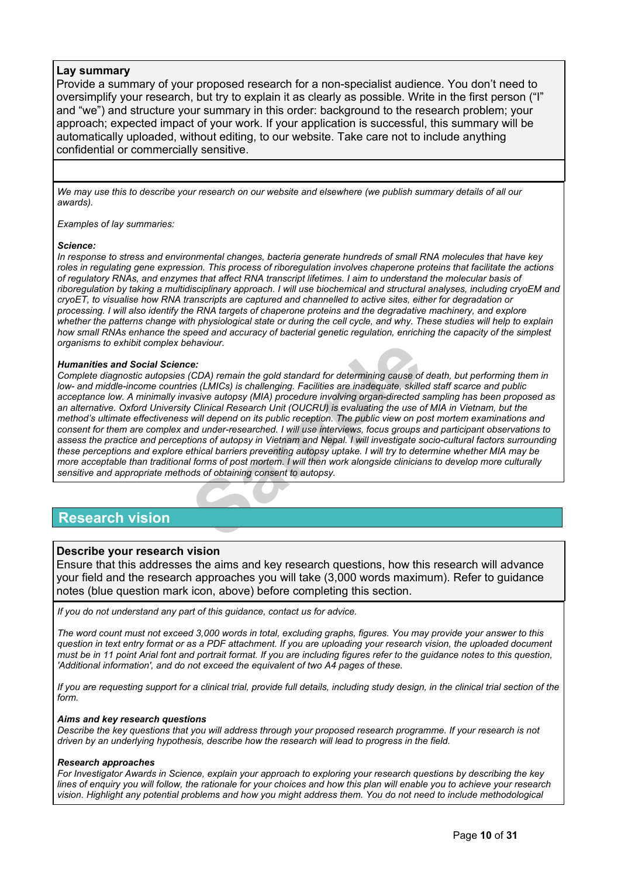**Lay summary**

Provide a summary of your proposed research for a non-specialist audience. You don't need to oversimplify your research, but try to explain it as clearly as possible. Write in the first person ("I" and "we") and structure your summary in this order: background to the research problem; your approach; expected impact of your work. If your application is successful, this summary will be automatically uploaded, without editing, to our website. Take care not to include anything confidential or commercially sensitive.

*We may use this to describe your research on our website and elsewhere (we publish summary details of all our awards).*

*Examples of lay summaries:*

***Science:***

*In response to stress and environmental changes, bacteria generate hundreds of small RNA molecules that have key roles in regulating gene expression. This process of riboregulation involves chaperone proteins that facilitate the actions of regulatory RNAs, and enzymes that affect RNA transcript lifetimes. I aim to understand the molecular basis of riboregulation by taking a multidisciplinary approach. I will use biochemical and structural analyses, including cryoEM and cryoET, to visualise how RNA transcripts are captured and channelled to active sites, either for degradation or processing. I will also identify the RNA targets of chaperone proteins and the degradative machinery, and explore whether the patterns change with physiological state or during the cell cycle, and why. These studies will help to explain how small RNAs enhance the speed and accuracy of bacterial genetic regulation, enriching the capacity of the simplest organisms to exhibit complex behaviour.*

***Humanities and Social Science:***

*Complete diagnostic autopsies (CDA) remain the gold standard for determining cause of death, but performing them in low- and middle-income countries (LMICs) is challenging. Facilities are inadequate, skilled staff scarce and public acceptance low. A minimally invasive autopsy (MIA) procedure involving organ-directed sampling has been proposed as an alternative. Oxford University Clinical Research Unit (OUCRU) is evaluating the use of MIA in Vietnam, but the method's ultimate effectiveness will depend on its public reception. The public view on post mortem examinations and consent for them are complex and under-researched. I will use interviews, focus groups and participant observations to assess the practice and perceptions of autopsy in Vietnam and Nepal. I will investigate socio-cultural factors surrounding these perceptions and explore ethical barriers preventing autopsy uptake. I will try to determine whether MIA may be more acceptable than traditional forms of post mortem. I will then work alongside clinicians to develop more culturally sensitive and appropriate methods of obtaining consent to autopsy.*

## Research vision

**Describe your research vision**

Ensure that this addresses the aims and key research questions, how this research will advance your field and the research approaches you will take (3,000 words maximum). Refer to guidance notes (blue question mark icon, above) before completing this section.

*If you do not understand any part of this guidance, contact us for advice.*

*The word count must not exceed 3,000 words in total, excluding graphs, figures. You may provide your answer to this question in text entry format or as a PDF attachment. If you are uploading your research vision, the uploaded document must be in 11 point Arial font and portrait format. If you are including figures refer to the guidance notes to this question, 'Additional information', and do not exceed the equivalent of two A4 pages of these.*

*If you are requesting support for a clinical trial, provide full details, including study design, in the clinical trial section of the form.*

***Aims and key research questions***

*Describe the key questions that you will address through your proposed research programme. If your research is not driven by an underlying hypothesis, describe how the research will lead to progress in the field.*

***Research approaches***

*For Investigator Awards in Science, explain your approach to exploring your research questions by describing the key lines of enquiry you will follow, the rationale for your choices and how this plan will enable you to achieve your research vision. Highlight any potential problems and how you might address them. You do not need to include methodological*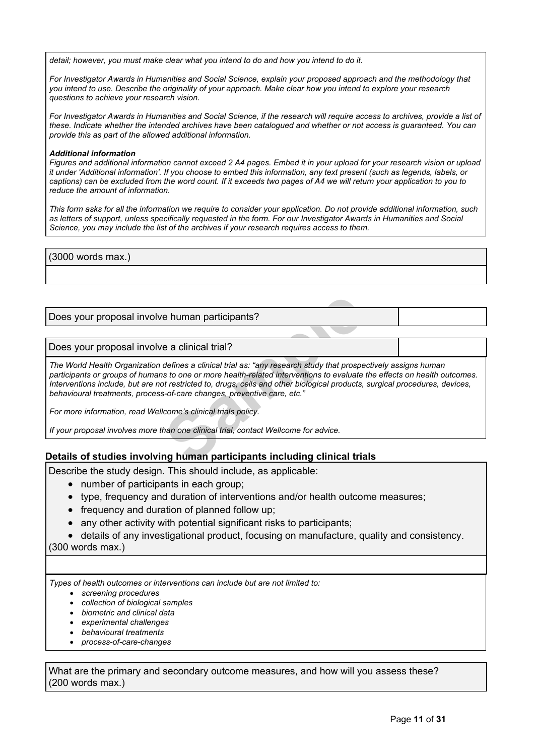*detail; however, you must make clear what you intend to do and how you intend to do it.*

*For Investigator Awards in Humanities and Social Science, explain your proposed approach and the methodology that you intend to use. Describe the originality of your approach. Make clear how you intend to explore your research questions to achieve your research vision.*

*For Investigator Awards in Humanities and Social Science, if the research will require access to archives, provide a list of these. Indicate whether the intended archives have been catalogued and whether or not access is guaranteed. You can provide this as part of the allowed additional information.*

***Additional information***
*Figures and additional information cannot exceed 2 A4 pages. Embed it in your upload for your research vision or upload it under 'Additional information'. If you choose to embed this information, any text present (such as legends, labels, or captions) can be excluded from the word count. If it exceeds two pages of A4 we will return your application to you to reduce the amount of information.*

*This form asks for all the information we require to consider your application. Do not provide additional information, such as letters of support, unless specifically requested in the form. For our Investigator Awards in Humanities and Social Science, you may include the list of the archives if your research requires access to them.*

(3000 words max.)

| Does your proposal involve human participants? | |
|---|---|

| Does your proposal involve a clinical trial? | |
|---|---|

*The World Health Organization defines a clinical trial as: "any research study that prospectively assigns human participants or groups of humans to one or more health-related interventions to evaluate the effects on health outcomes. Interventions include, but are not restricted to, drugs, cells and other biological products, surgical procedures, devices, behavioural treatments, process-of-care changes, preventive care, etc."*

*For more information, read Wellcome's clinical trials policy.*

*If your proposal involves more than one clinical trial, contact Wellcome for advice.*

**Details of studies involving human participants including clinical trials**

Describe the study design. This should include, as applicable:

- number of participants in each group;
- type, frequency and duration of interventions and/or health outcome measures;
- frequency and duration of planned follow up;
- any other activity with potential significant risks to participants;
- details of any investigational product, focusing on manufacture, quality and consistency.

(300 words max.)

*Types of health outcomes or interventions can include but are not limited to:*

- *screening procedures*
- *collection of biological samples*
- *biometric and clinical data*
- *experimental challenges*
- *behavioural treatments*
- *process-of-care-changes*

What are the primary and secondary outcome measures, and how will you assess these?
(200 words max.)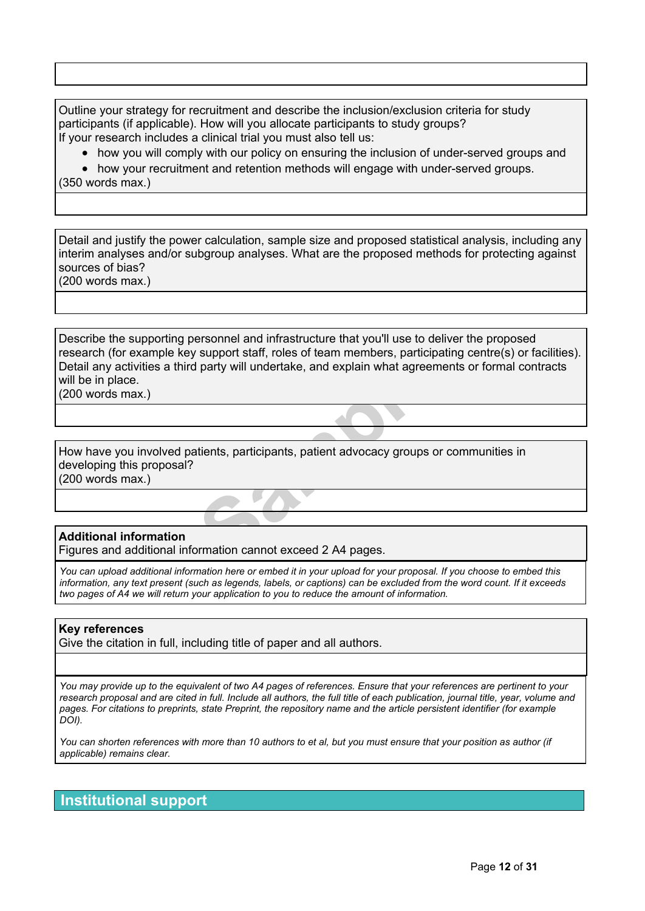Outline your strategy for recruitment and describe the inclusion/exclusion criteria for study participants (if applicable). How will you allocate participants to study groups?
If your research includes a clinical trial you must also tell us:

- how you will comply with our policy on ensuring the inclusion of under-served groups and
- how your recruitment and retention methods will engage with under-served groups.

(350 words max.)

Detail and justify the power calculation, sample size and proposed statistical analysis, including any interim analyses and/or subgroup analyses. What are the proposed methods for protecting against sources of bias?
(200 words max.)

Describe the supporting personnel and infrastructure that you'll use to deliver the proposed research (for example key support staff, roles of team members, participating centre(s) or facilities). Detail any activities a third party will undertake, and explain what agreements or formal contracts will be in place.
(200 words max.)

How have you involved patients, participants, patient advocacy groups or communities in developing this proposal?
(200 words max.)

**Additional information**
Figures and additional information cannot exceed 2 A4 pages.

*You can upload additional information here or embed it in your upload for your proposal. If you choose to embed this information, any text present (such as legends, labels, or captions) can be excluded from the word count. If it exceeds two pages of A4 we will return your application to you to reduce the amount of information.*

**Key references**
Give the citation in full, including title of paper and all authors.

*You may provide up to the equivalent of two A4 pages of references. Ensure that your references are pertinent to your research proposal and are cited in full. Include all authors, the full title of each publication, journal title, year, volume and pages. For citations to preprints, state Preprint, the repository name and the article persistent identifier (for example DOI).*

*You can shorten references with more than 10 authors to et al, but you must ensure that your position as author (if applicable) remains clear.*

## Institutional support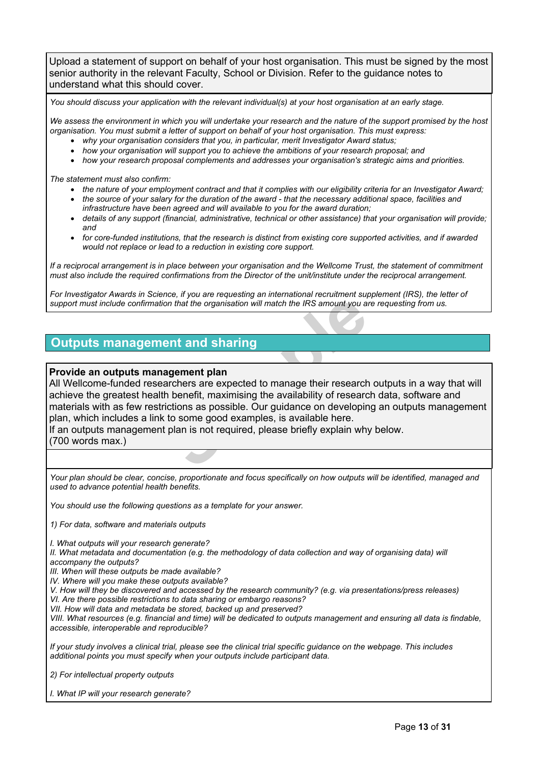Upload a statement of support on behalf of your host organisation. This must be signed by the most senior authority in the relevant Faculty, School or Division. Refer to the guidance notes to understand what this should cover.

*You should discuss your application with the relevant individual(s) at your host organisation at an early stage.*

*We assess the environment in which you will undertake your research and the nature of the support promised by the host organisation. You must submit a letter of support on behalf of your host organisation. This must express:*

- *why your organisation considers that you, in particular, merit Investigator Award status;*
- *how your organisation will support you to achieve the ambitions of your research proposal; and*
- *how your research proposal complements and addresses your organisation's strategic aims and priorities.*

*The statement must also confirm:*

- *the nature of your employment contract and that it complies with our eligibility criteria for an Investigator Award;*
- *the source of your salary for the duration of the award - that the necessary additional space, facilities and infrastructure have been agreed and will available to you for the award duration;*
- *details of any support (financial, administrative, technical or other assistance) that your organisation will provide; and*
- *for core-funded institutions, that the research is distinct from existing core supported activities, and if awarded would not replace or lead to a reduction in existing core support.*

*If a reciprocal arrangement is in place between your organisation and the Wellcome Trust, the statement of commitment must also include the required confirmations from the Director of the unit/institute under the reciprocal arrangement.*

*For Investigator Awards in Science, if you are requesting an international recruitment supplement (IRS), the letter of support must include confirmation that the organisation will match the IRS amount you are requesting from us.*

## Outputs management and sharing

**Provide an outputs management plan**

All Wellcome-funded researchers are expected to manage their research outputs in a way that will achieve the greatest health benefit, maximising the availability of research data, software and materials with as few restrictions as possible. Our guidance on developing an outputs management plan, which includes a link to some good examples, is available here.

If an outputs management plan is not required, please briefly explain why below.

(700 words max.)

*Your plan should be clear, concise, proportionate and focus specifically on how outputs will be identified, managed and used to advance potential health benefits.*

*You should use the following questions as a template for your answer.*

*1) For data, software and materials outputs*

*I. What outputs will your research generate?*
*II. What metadata and documentation (e.g. the methodology of data collection and way of organising data) will accompany the outputs?*
*III. When will these outputs be made available?*
*IV. Where will you make these outputs available?*
*V. How will they be discovered and accessed by the research community? (e.g. via presentations/press releases)*
*VI. Are there possible restrictions to data sharing or embargo reasons?*
*VII. How will data and metadata be stored, backed up and preserved?*
*VIII. What resources (e.g. financial and time) will be dedicated to outputs management and ensuring all data is findable, accessible, interoperable and reproducible?*

*If your study involves a clinical trial, please see the clinical trial specific guidance on the webpage. This includes additional points you must specify when your outputs include participant data.*

*2) For intellectual property outputs*

*I. What IP will your research generate?*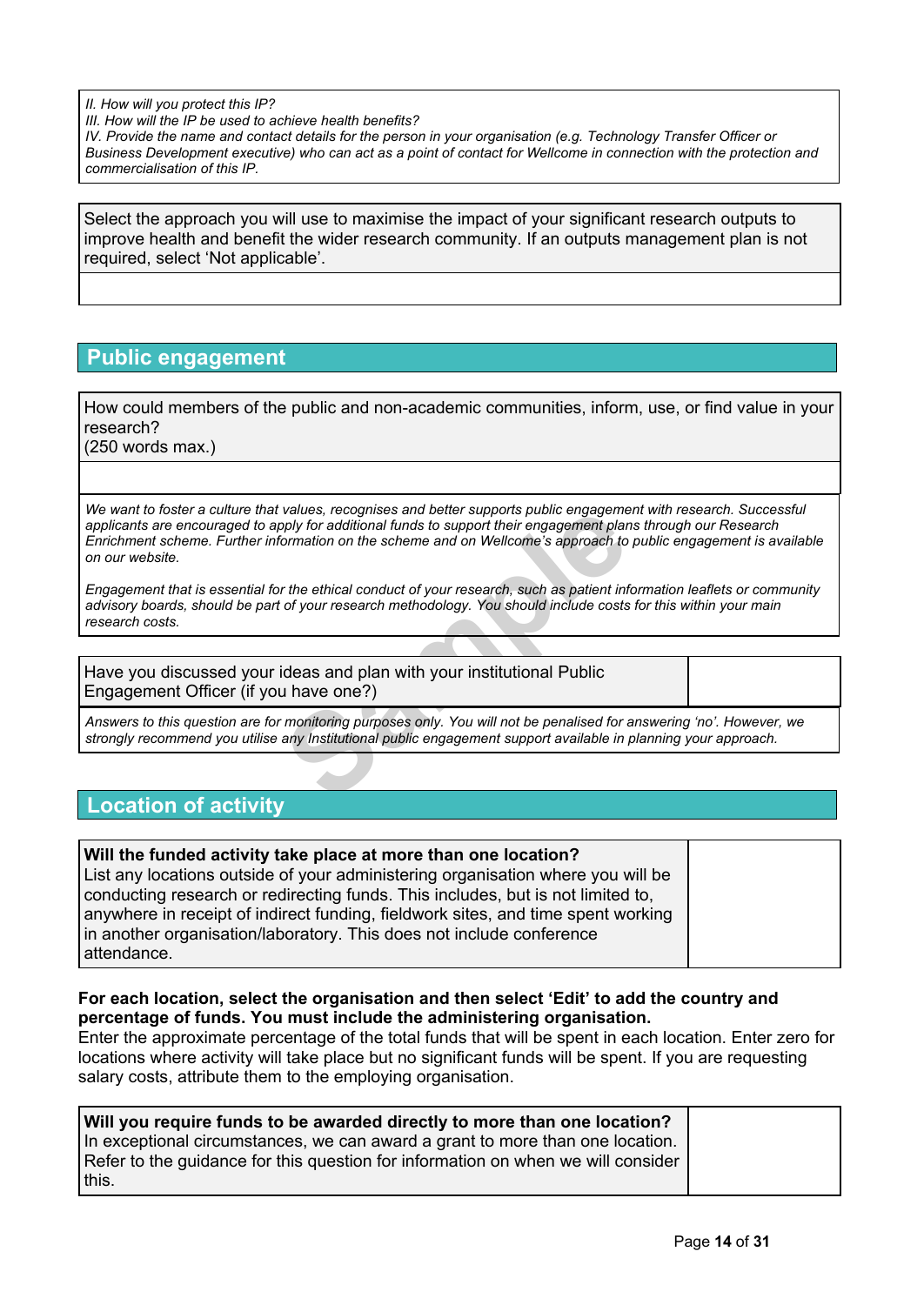*II. How will you protect this IP?*
*III. How will the IP be used to achieve health benefits?*
*IV. Provide the name and contact details for the person in your organisation (e.g. Technology Transfer Officer or Business Development executive) who can act as a point of contact for Wellcome in connection with the protection and commercialisation of this IP.*

| Select the approach you will use to maximise the impact of your significant research outputs to improve health and benefit the wider research community. If an outputs management plan is not required, select 'Not applicable'. |
| --- |
| |

## Public engagement

| How could members of the public and non-academic communities, inform, use, or find value in your research? (250 words max.) |
| --- |
| |

*We want to foster a culture that values, recognises and better supports public engagement with research. Successful applicants are encouraged to apply for additional funds to support their engagement plans through our Research Enrichment scheme. Further information on the scheme and on Wellcome's approach to public engagement is available on our website.*

*Engagement that is essential for the ethical conduct of your research, such as patient information leaflets or community advisory boards, should be part of your research methodology. You should include costs for this within your main research costs.*

| Have you discussed your ideas and plan with your institutional Public Engagement Officer (if you have one?) | |
| --- | --- |

*Answers to this question are for monitoring purposes only. You will not be penalised for answering 'no'. However, we strongly recommend you utilise any Institutional public engagement support available in planning your approach.*

## Location of activity

| **Will the funded activity take place at more than one location?** List any locations outside of your administering organisation where you will be conducting research or redirecting funds. This includes, but is not limited to, anywhere in receipt of indirect funding, fieldwork sites, and time spent working in another organisation/laboratory. This does not include conference attendance. | |
| --- | --- |

**For each location, select the organisation and then select 'Edit' to add the country and percentage of funds. You must include the administering organisation.**
Enter the approximate percentage of the total funds that will be spent in each location. Enter zero for locations where activity will take place but no significant funds will be spent. If you are requesting salary costs, attribute them to the employing organisation.

| **Will you require funds to be awarded directly to more than one location?** In exceptional circumstances, we can award a grant to more than one location. Refer to the guidance for this question for information on when we will consider this. | |
| --- | --- |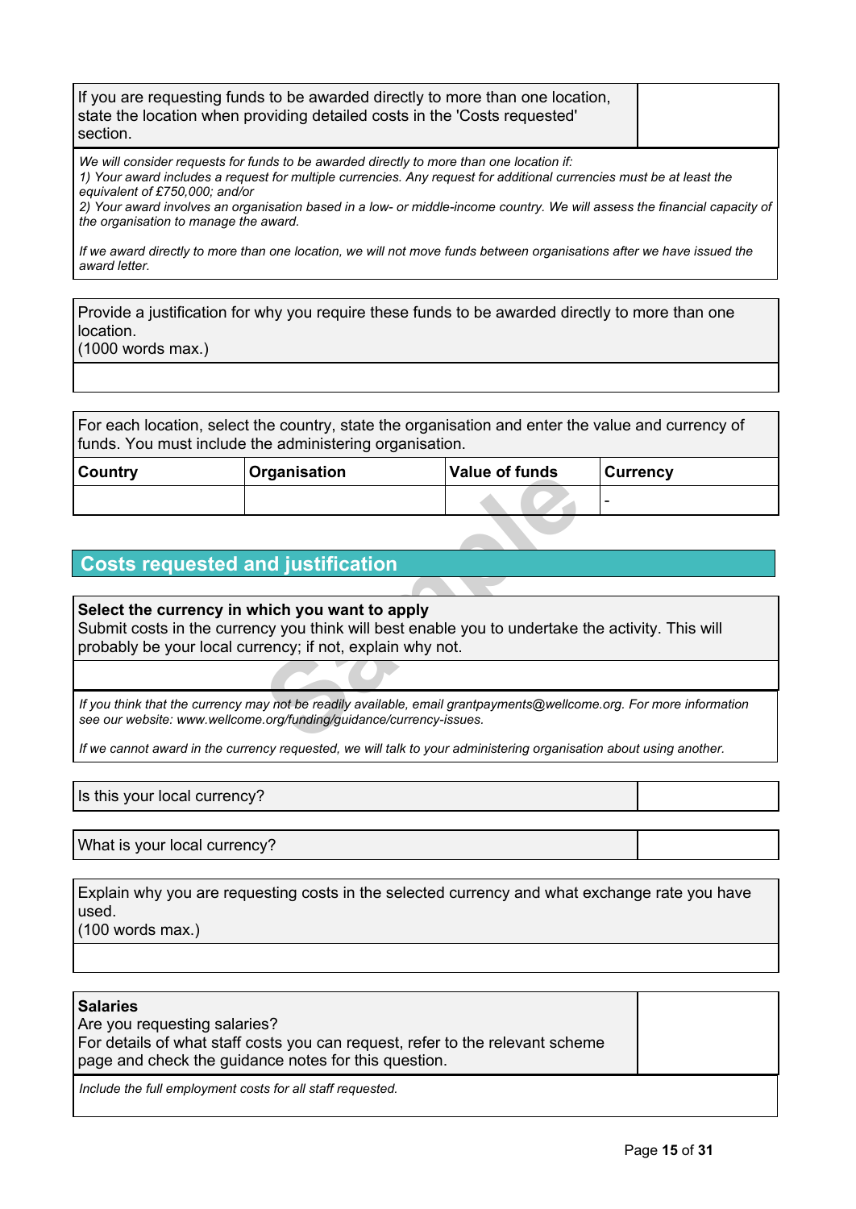| If you are requesting funds to be awarded directly to more than one location, state the location when providing detailed costs in the 'Costs requested' section. | |
|---|---|

*We will consider requests for funds to be awarded directly to more than one location if:*
*1) Your award includes a request for multiple currencies. Any request for additional currencies must be at least the equivalent of £750,000; and/or*
*2) Your award involves an organisation based in a low- or middle-income country. We will assess the financial capacity of the organisation to manage the award.*

*If we award directly to more than one location, we will not move funds between organisations after we have issued the award letter.*

Provide a justification for why you require these funds to be awarded directly to more than one location.
(1000 words max.)

For each location, select the country, state the organisation and enter the value and currency of funds. You must include the administering organisation.

| Country | Organisation | Value of funds | Currency |
|---|---|---|---|
| | | | - |

## Costs requested and justification

**Select the currency in which you want to apply**
Submit costs in the currency you think will best enable you to undertake the activity. This will probably be your local currency; if not, explain why not.

*If you think that the currency may not be readily available, email grantpayments@wellcome.org. For more information see our website: www.wellcome.org/funding/guidance/currency-issues.*

*If we cannot award in the currency requested, we will talk to your administering organisation about using another.*

| Is this your local currency? | |
|---|---|

| What is your local currency? | |
|---|---|

Explain why you are requesting costs in the selected currency and what exchange rate you have used.
(100 words max.)

| **Salaries**<br>Are you requesting salaries?<br>For details of what staff costs you can request, refer to the relevant scheme page and check the guidance notes for this question. | |
|---|---|

*Include the full employment costs for all staff requested.*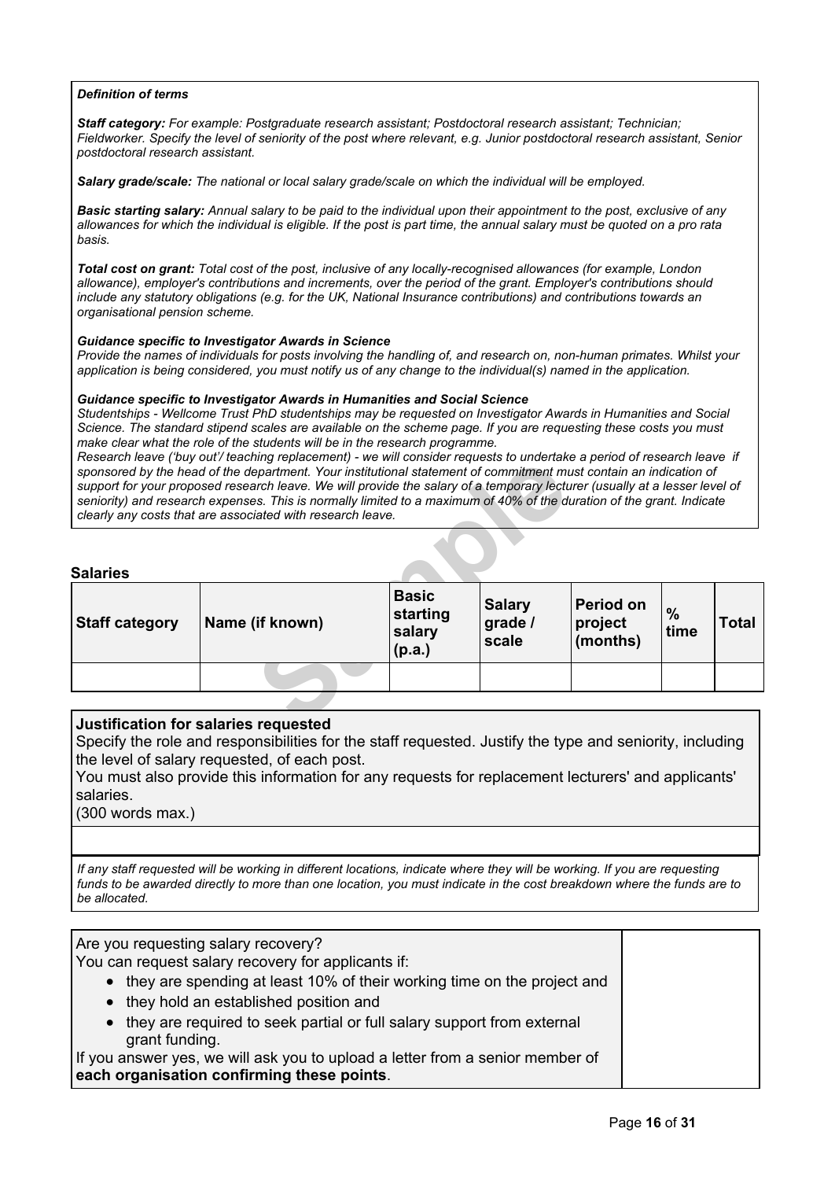***Definition of terms***

***Staff category:*** *For example: Postgraduate research assistant; Postdoctoral research assistant; Technician; Fieldworker. Specify the level of seniority of the post where relevant, e.g. Junior postdoctoral research assistant, Senior postdoctoral research assistant.*

***Salary grade/scale:*** *The national or local salary grade/scale on which the individual will be employed.*

***Basic starting salary:*** *Annual salary to be paid to the individual upon their appointment to the post, exclusive of any allowances for which the individual is eligible. If the post is part time, the annual salary must be quoted on a pro rata basis.*

***Total cost on grant:*** *Total cost of the post, inclusive of any locally-recognised allowances (for example, London allowance), employer's contributions and increments, over the period of the grant. Employer's contributions should include any statutory obligations (e.g. for the UK, National Insurance contributions) and contributions towards an organisational pension scheme.*

***Guidance specific to Investigator Awards in Science***
*Provide the names of individuals for posts involving the handling of, and research on, non-human primates. Whilst your application is being considered, you must notify us of any change to the individual(s) named in the application.*

***Guidance specific to Investigator Awards in Humanities and Social Science***
*Studentships - Wellcome Trust PhD studentships may be requested on Investigator Awards in Humanities and Social Science. The standard stipend scales are available on the scheme page. If you are requesting these costs you must make clear what the role of the students will be in the research programme.*
*Research leave ('buy out'/ teaching replacement) - we will consider requests to undertake a period of research leave if sponsored by the head of the department. Your institutional statement of commitment must contain an indication of support for your proposed research leave. We will provide the salary of a temporary lecturer (usually at a lesser level of seniority) and research expenses. This is normally limited to a maximum of 40% of the duration of the grant. Indicate clearly any costs that are associated with research leave.*

## Salaries

| Staff category | Name (if known) | Basic starting salary (p.a.) | Salary grade / scale | Period on project (months) | % time | Total |
|---|---|---|---|---|---|---|
| | | | | | | |

**Justification for salaries requested**
Specify the role and responsibilities for the staff requested. Justify the type and seniority, including the level of salary requested, of each post.
You must also provide this information for any requests for replacement lecturers' and applicants' salaries.
(300 words max.)

*If any staff requested will be working in different locations, indicate where they will be working. If you are requesting funds to be awarded directly to more than one location, you must indicate in the cost breakdown where the funds are to be allocated.*

Are you requesting salary recovery?
You can request salary recovery for applicants if:

- they are spending at least 10% of their working time on the project and
- they hold an established position and
- they are required to seek partial or full salary support from external grant funding.

If you answer yes, we will ask you to upload a letter from a senior member of **each organisation confirming these points**.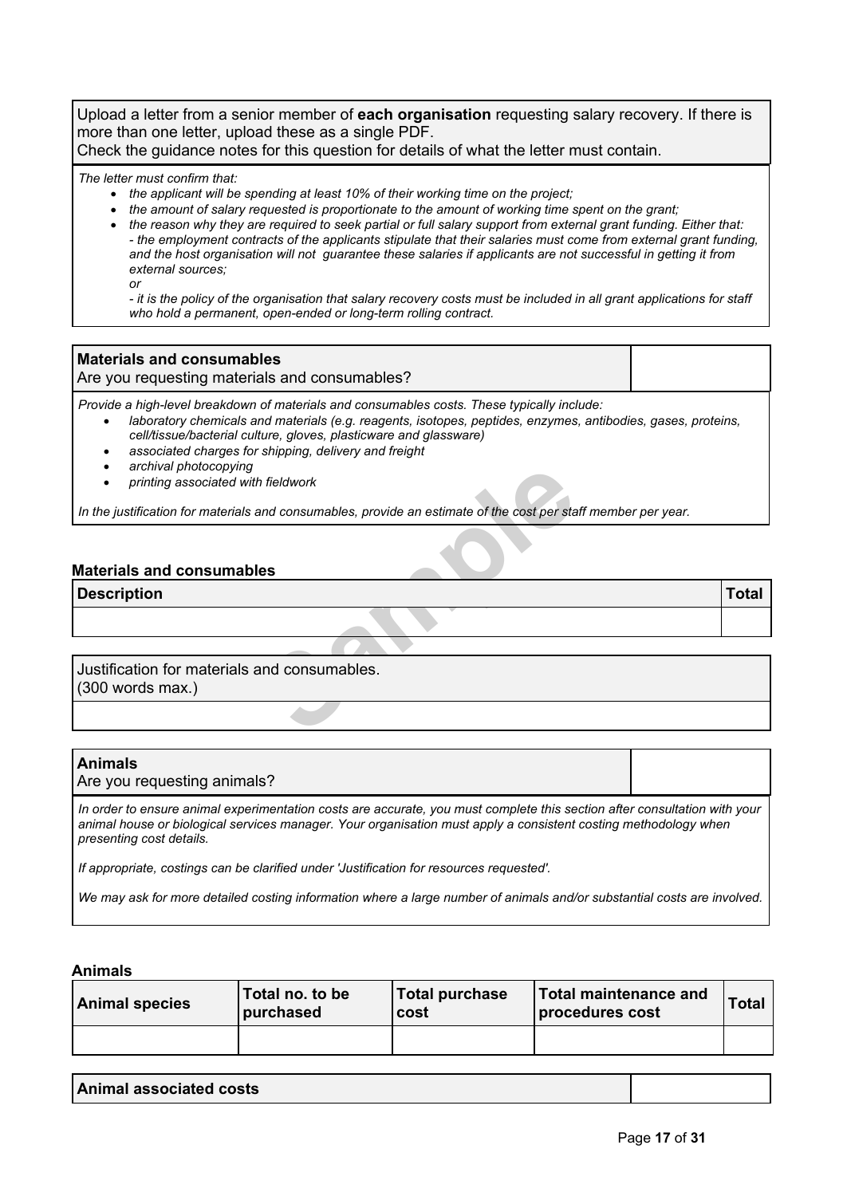| Upload a letter from a senior member of **each organisation** requesting salary recovery. If there is more than one letter, upload these as a single PDF. Check the guidance notes for this question for details of what the letter must contain. |
|---|

*The letter must confirm that:*

- *the applicant will be spending at least 10% of their working time on the project;*
- *the amount of salary requested is proportionate to the amount of working time spent on the grant;*
- *the reason why they are required to seek partial or full salary support from external grant funding. Either that:*
  *- the employment contracts of the applicants stipulate that their salaries must come from external grant funding, and the host organisation will not guarantee these salaries if applicants are not successful in getting it from external sources;*
  *or*
  *- it is the policy of the organisation that salary recovery costs must be included in all grant applications for staff who hold a permanent, open-ended or long-term rolling contract.*

| **Materials and consumables** Are you requesting materials and consumables? | |
|---|---|

*Provide a high-level breakdown of materials and consumables costs. These typically include:*

- *laboratory chemicals and materials (e.g. reagents, isotopes, peptides, enzymes, antibodies, gases, proteins, cell/tissue/bacterial culture, gloves, plasticware and glassware)*
- *associated charges for shipping, delivery and freight*
- *archival photocopying*
- *printing associated with fieldwork*

*In the justification for materials and consumables, provide an estimate of the cost per staff member per year.*

**Materials and consumables**

| Description | Total |
|---|---|
| | |

| Justification for materials and consumables. (300 words max.) |
|---|
| |

| **Animals** Are you requesting animals? | |
|---|---|

*In order to ensure animal experimentation costs are accurate, you must complete this section after consultation with your animal house or biological services manager. Your organisation must apply a consistent costing methodology when presenting cost details.*

*If appropriate, costings can be clarified under 'Justification for resources requested'.*

*We may ask for more detailed costing information where a large number of animals and/or substantial costs are involved.*

**Animals**

| Animal species | Total no. to be purchased | Total purchase cost | Total maintenance and procedures cost | Total |
|---|---|---|---|---|
| | | | | |

| **Animal associated costs** | |
|---|---|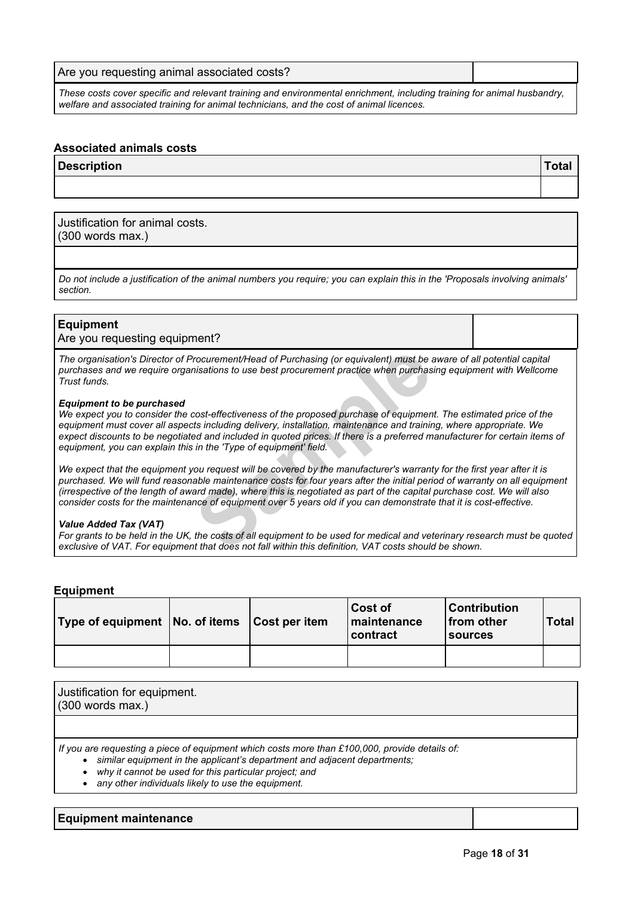| Are you requesting animal associated costs? | |
|---|---|

*These costs cover specific and relevant training and environmental enrichment, including training for animal husbandry, welfare and associated training for animal technicians, and the cost of animal licences.*

### Associated animals costs

| Description | Total |
|---|---|
| | |

| Justification for animal costs. (300 words max.) |
|---|
| |

*Do not include a justification of the animal numbers you require; you can explain this in the 'Proposals involving animals' section.*

| **Equipment** Are you requesting equipment? | |
|---|---|

*The organisation's Director of Procurement/Head of Purchasing (or equivalent) must be aware of all potential capital purchases and we require organisations to use best procurement practice when purchasing equipment with Wellcome Trust funds.*

***Equipment to be purchased***
*We expect you to consider the cost-effectiveness of the proposed purchase of equipment. The estimated price of the equipment must cover all aspects including delivery, installation, maintenance and training, where appropriate. We expect discounts to be negotiated and included in quoted prices. If there is a preferred manufacturer for certain items of equipment, you can explain this in the 'Type of equipment' field.*

*We expect that the equipment you request will be covered by the manufacturer's warranty for the first year after it is purchased. We will fund reasonable maintenance costs for four years after the initial period of warranty on all equipment (irrespective of the length of award made), where this is negotiated as part of the capital purchase cost. We will also consider costs for the maintenance of equipment over 5 years old if you can demonstrate that it is cost-effective.*

***Value Added Tax (VAT)***
*For grants to be held in the UK, the costs of all equipment to be used for medical and veterinary research must be quoted exclusive of VAT. For equipment that does not fall within this definition, VAT costs should be shown.*

### Equipment

| Type of equipment | No. of items | Cost per item | Cost of maintenance contract | Contribution from other sources | Total |
|---|---|---|---|---|---|
| | | | | | |

| Justification for equipment. (300 words max.) |
|---|
| |

*If you are requesting a piece of equipment which costs more than £100,000, provide details of:*

- *similar equipment in the applicant's department and adjacent departments;*
- *why it cannot be used for this particular project; and*
- *any other individuals likely to use the equipment.*

| **Equipment maintenance** | |
|---|---|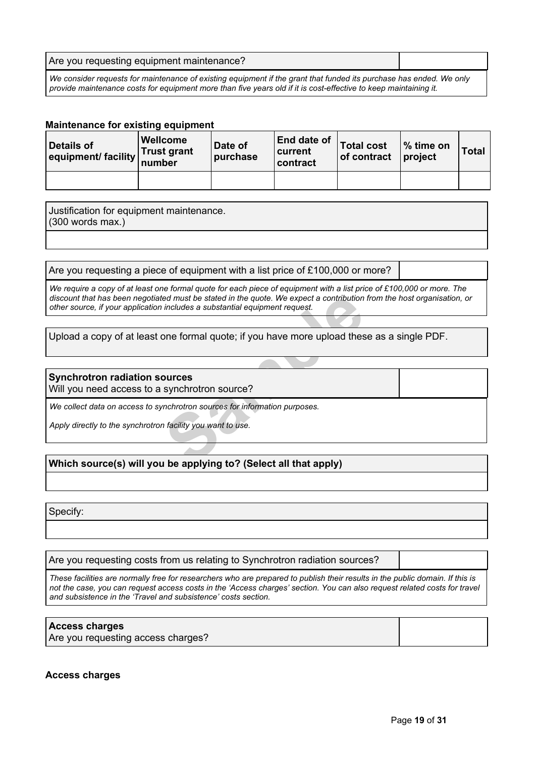| Are you requesting equipment maintenance? | |
|---|---|

*We consider requests for maintenance of existing equipment if the grant that funded its purchase has ended. We only provide maintenance costs for equipment more than five years old if it is cost-effective to keep maintaining it.*

**Maintenance for existing equipment**

| Details of equipment/ facility | Wellcome Trust grant number | Date of purchase | End date of current contract | Total cost of contract | % time on project | Total |
|---|---|---|---|---|---|---|
| | | | | | | |

Justification for equipment maintenance.
(300 words max.)

| Are you requesting a piece of equipment with a list price of £100,000 or more? | |
|---|---|

*We require a copy of at least one formal quote for each piece of equipment with a list price of £100,000 or more. The discount that has been negotiated must be stated in the quote. We expect a contribution from the host organisation, or other source, if your application includes a substantial equipment request.*

Upload a copy of at least one formal quote; if you have more upload these as a single PDF.

| **Synchrotron radiation sources**<br>Will you need access to a synchrotron source? | |
|---|---|

*We collect data on access to synchrotron sources for information purposes.*

*Apply directly to the synchrotron facility you want to use.*

**Which source(s) will you be applying to? (Select all that apply)**

Specify:

| Are you requesting costs from us relating to Synchrotron radiation sources? | |
|---|---|

*These facilities are normally free for researchers who are prepared to publish their results in the public domain. If this is not the case, you can request access costs in the 'Access charges' section. You can also request related costs for travel and subsistence in the 'Travel and subsistence' costs section.*

| **Access charges**<br>Are you requesting access charges? | |
|---|---|

**Access charges**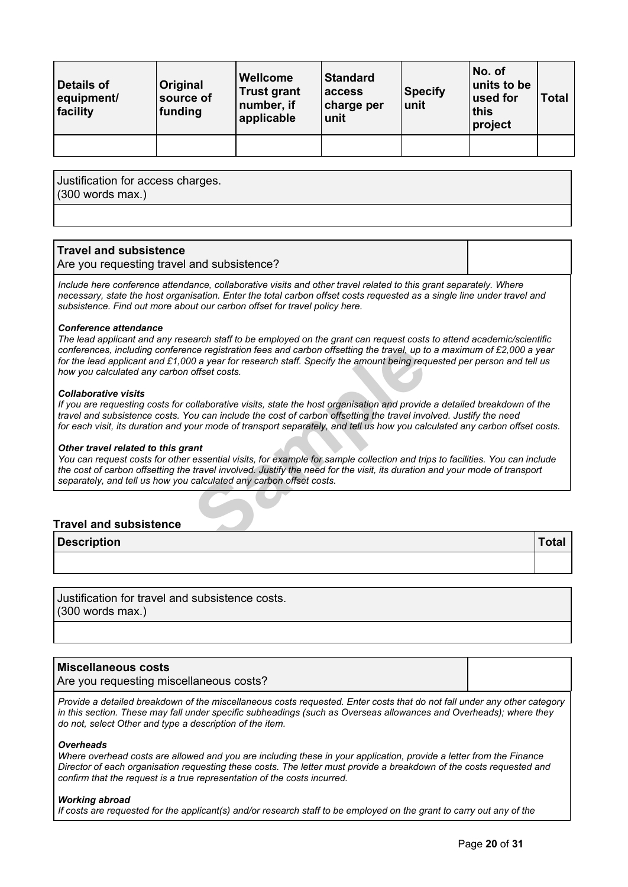| Details of equipment/ facility | Original source of funding | Wellcome Trust grant number, if applicable | Standard access charge per unit | Specify unit | No. of units to be used for this project | Total |
|---|---|---|---|---|---|---|
| | | | | | | |

| Justification for access charges. (300 words max.) |
|---|
| |

| **Travel and subsistence** Are you requesting travel and subsistence? | |
|---|---|

*Include here conference attendance, collaborative visits and other travel related to this grant separately. Where necessary, state the host organisation. Enter the total carbon offset costs requested as a single line under travel and subsistence. Find out more about our carbon offset for travel policy here.*

***Conference attendance***

*The lead applicant and any research staff to be employed on the grant can request costs to attend academic/scientific conferences, including conference registration fees and carbon offsetting the travel, up to a maximum of £2,000 a year for the lead applicant and £1,000 a year for research staff. Specify the amount being requested per person and tell us how you calculated any carbon offset costs.*

***Collaborative visits***

*If you are requesting costs for collaborative visits, state the host organisation and provide a detailed breakdown of the travel and subsistence costs. You can include the cost of carbon offsetting the travel involved. Justify the need for each visit, its duration and your mode of transport separately, and tell us how you calculated any carbon offset costs.*

***Other travel related to this grant***

*You can request costs for other essential visits, for example for sample collection and trips to facilities. You can include the cost of carbon offsetting the travel involved. Justify the need for the visit, its duration and your mode of transport separately, and tell us how you calculated any carbon offset costs.*

**Travel and subsistence**

| Description | Total |
|---|---|
| | |

| Justification for travel and subsistence costs. (300 words max.) |
|---|
| |

| **Miscellaneous costs** Are you requesting miscellaneous costs? | |
|---|---|

*Provide a detailed breakdown of the miscellaneous costs requested. Enter costs that do not fall under any other category in this section. These may fall under specific subheadings (such as Overseas allowances and Overheads); where they do not, select Other and type a description of the item.*

***Overheads***

*Where overhead costs are allowed and you are including these in your application, provide a letter from the Finance Director of each organisation requesting these costs. The letter must provide a breakdown of the costs requested and confirm that the request is a true representation of the costs incurred.*

***Working abroad***

*If costs are requested for the applicant(s) and/or research staff to be employed on the grant to carry out any of the*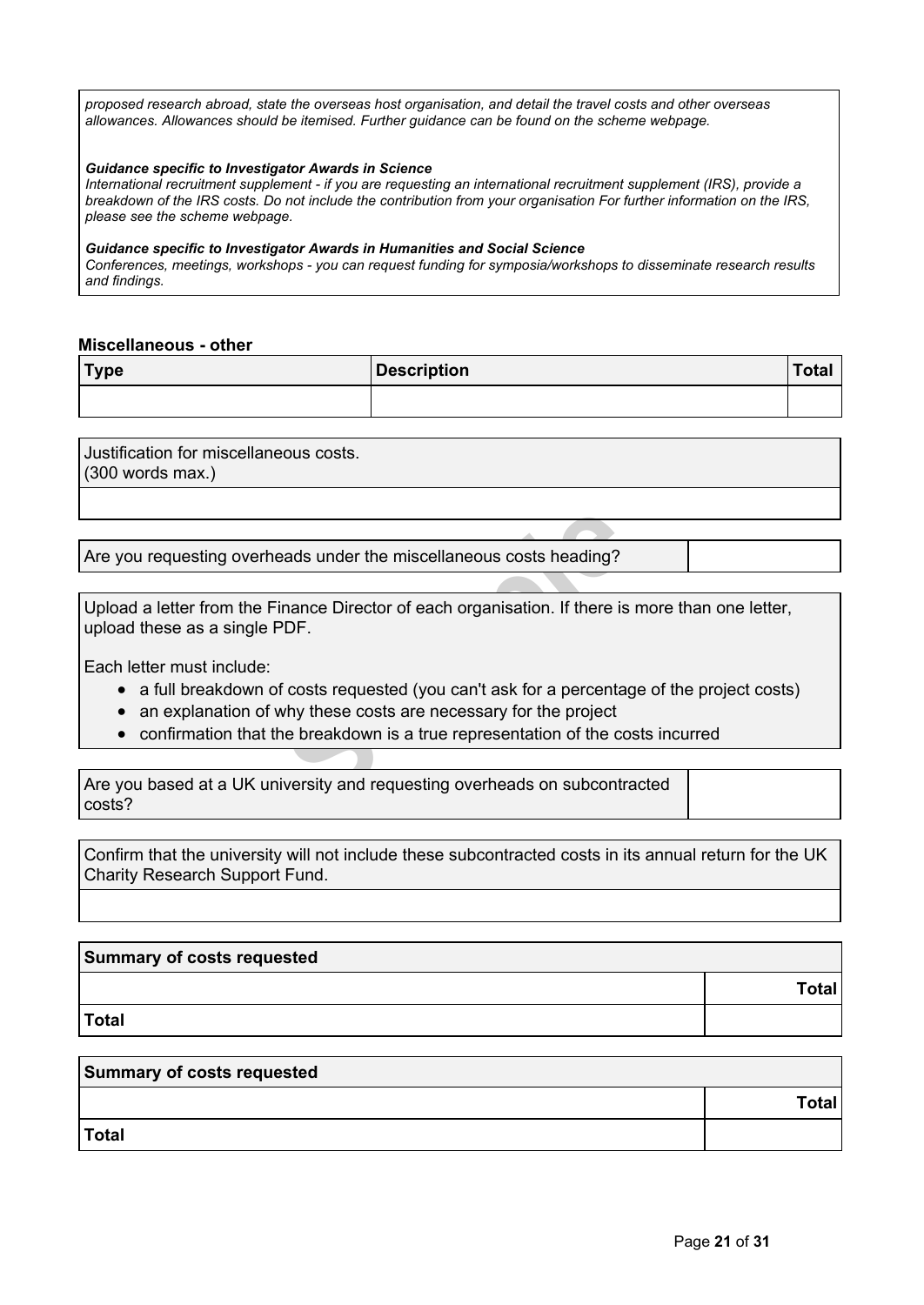*proposed research abroad, state the overseas host organisation, and detail the travel costs and other overseas allowances. Allowances should be itemised. Further guidance can be found on the scheme webpage.*

***Guidance specific to Investigator Awards in Science***
*International recruitment supplement - if you are requesting an international recruitment supplement (IRS), provide a breakdown of the IRS costs. Do not include the contribution from your organisation For further information on the IRS, please see the scheme webpage.*

***Guidance specific to Investigator Awards in Humanities and Social Science***
*Conferences, meetings, workshops - you can request funding for symposia/workshops to disseminate research results and findings.*

**Miscellaneous - other**

| Type | Description | Total |
|---|---|---|
| | | |

| Justification for miscellaneous costs.<br>(300 words max.) |
|---|
| |

| Are you requesting overheads under the miscellaneous costs heading? | |
|---|---|

Upload a letter from the Finance Director of each organisation. If there is more than one letter, upload these as a single PDF.

Each letter must include:

- a full breakdown of costs requested (you can't ask for a percentage of the project costs)
- an explanation of why these costs are necessary for the project
- confirmation that the breakdown is a true representation of the costs incurred

| Are you based at a UK university and requesting overheads on subcontracted costs? | |
|---|---|

| Confirm that the university will not include these subcontracted costs in its annual return for the UK Charity Research Support Fund. |
|---|
| |

| Summary of costs requested | |
|---|---|
| | **Total** |
| **Total** | |

| Summary of costs requested | |
|---|---|
| | **Total** |
| **Total** | |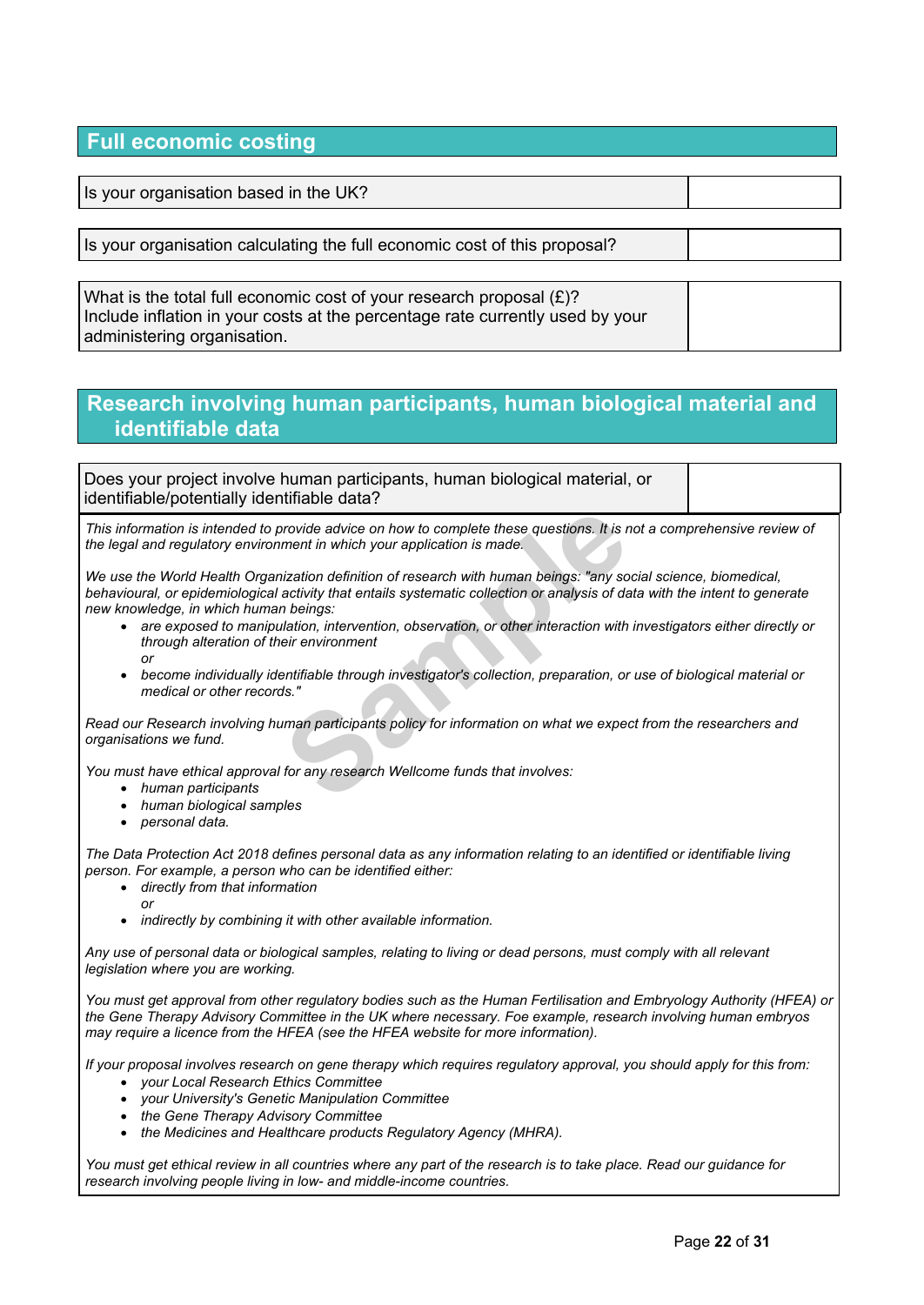## Full economic costing

| Is your organisation based in the UK? | |
|---|---|

| Is your organisation calculating the full economic cost of this proposal? | |
|---|---|

| What is the total full economic cost of your research proposal (£)? Include inflation in your costs at the percentage rate currently used by your administering organisation. | |
|---|---|

## Research involving human participants, human biological material and identifiable data

| Does your project involve human participants, human biological material, or identifiable/potentially identifiable data? | |
|---|---|

*This information is intended to provide advice on how to complete these questions. It is not a comprehensive review of the legal and regulatory environment in which your application is made.*

*We use the World Health Organization definition of research with human beings: "any social science, biomedical, behavioural, or epidemiological activity that entails systematic collection or analysis of data with the intent to generate new knowledge, in which human beings:*

- *are exposed to manipulation, intervention, observation, or other interaction with investigators either directly or through alteration of their environment*
  *or*
- *become individually identifiable through investigator's collection, preparation, or use of biological material or medical or other records."*

*Read our Research involving human participants policy for information on what we expect from the researchers and organisations we fund.*

*You must have ethical approval for any research Wellcome funds that involves:*

- *human participants*
- *human biological samples*
- *personal data.*

*The Data Protection Act 2018 defines personal data as any information relating to an identified or identifiable living person. For example, a person who can be identified either:*

- *directly from that information*
  *or*
- *indirectly by combining it with other available information.*

*Any use of personal data or biological samples, relating to living or dead persons, must comply with all relevant legislation where you are working.*

*You must get approval from other regulatory bodies such as the Human Fertilisation and Embryology Authority (HFEA) or the Gene Therapy Advisory Committee in the UK where necessary. Foe example, research involving human embryos may require a licence from the HFEA (see the HFEA website for more information).*

*If your proposal involves research on gene therapy which requires regulatory approval, you should apply for this from:*

- *your Local Research Ethics Committee*
- *your University's Genetic Manipulation Committee*
- *the Gene Therapy Advisory Committee*
- *the Medicines and Healthcare products Regulatory Agency (MHRA).*

*You must get ethical review in all countries where any part of the research is to take place. Read our guidance for research involving people living in low- and middle-income countries.*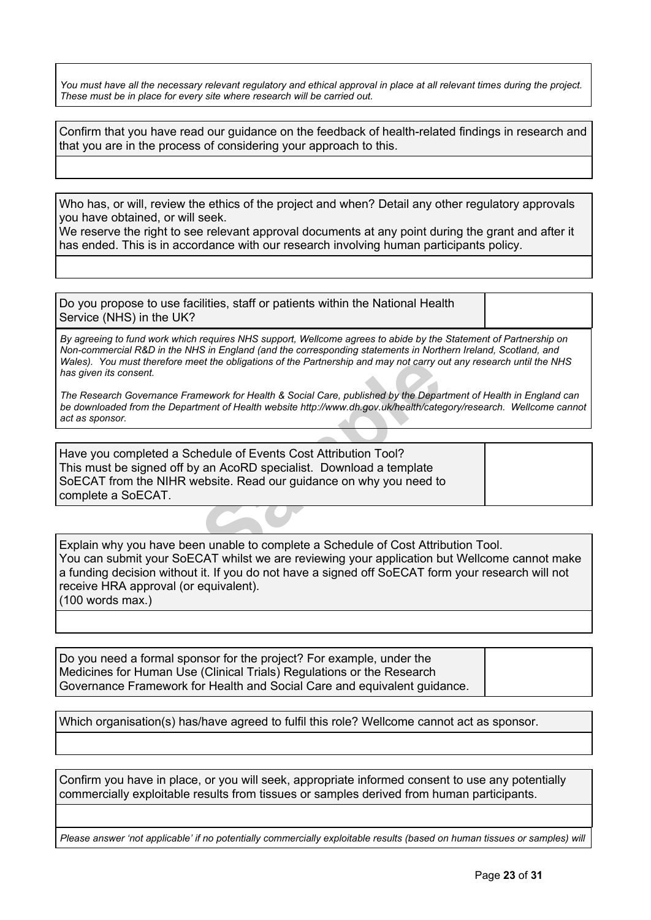*You must have all the necessary relevant regulatory and ethical approval in place at all relevant times during the project. These must be in place for every site where research will be carried out.*

| Confirm that you have read our guidance on the feedback of health-related findings in research and that you are in the process of considering your approach to this. |
|---|
| |

| Who has, or will, review the ethics of the project and when? Detail any other regulatory approvals you have obtained, or will seek.<br>We reserve the right to see relevant approval documents at any point during the grant and after it has ended. This is in accordance with our research involving human participants policy. |
|---|
| |

| Do you propose to use facilities, staff or patients within the National Health Service (NHS) in the UK? | |
|---|---|

*By agreeing to fund work which requires NHS support, Wellcome agrees to abide by the Statement of Partnership on Non-commercial R&D in the NHS in England (and the corresponding statements in Northern Ireland, Scotland, and Wales). You must therefore meet the obligations of the Partnership and may not carry out any research until the NHS has given its consent.*

*The Research Governance Framework for Health & Social Care, published by the Department of Health in England can be downloaded from the Department of Health website http://www.dh.gov.uk/health/category/research. Wellcome cannot act as sponsor.*

| Have you completed a Schedule of Events Cost Attribution Tool?<br>This must be signed off by an AcoRD specialist. Download a template SoECAT from the NIHR website. Read our guidance on why you need to complete a SoECAT. | |
|---|---|

| Explain why you have been unable to complete a Schedule of Cost Attribution Tool.<br>You can submit your SoECAT whilst we are reviewing your application but Wellcome cannot make a funding decision without it. If you do not have a signed off SoECAT form your research will not receive HRA approval (or equivalent).<br>(100 words max.) |
|---|
| |

| Do you need a formal sponsor for the project? For example, under the Medicines for Human Use (Clinical Trials) Regulations or the Research Governance Framework for Health and Social Care and equivalent guidance. | |
|---|---|

| Which organisation(s) has/have agreed to fulfil this role? Wellcome cannot act as sponsor. |
|---|
| |

| Confirm you have in place, or you will seek, appropriate informed consent to use any potentially commercially exploitable results from tissues or samples derived from human participants. |
|---|
| |

*Please answer 'not applicable' if no potentially commercially exploitable results (based on human tissues or samples) will*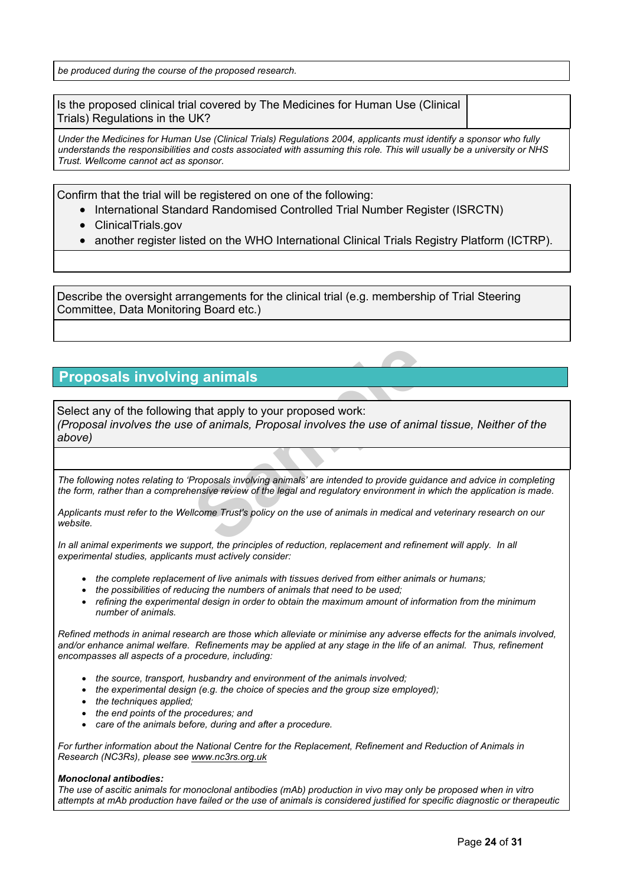*be produced during the course of the proposed research.*

| Is the proposed clinical trial covered by The Medicines for Human Use (Clinical Trials) Regulations in the UK? | |
|---|---|

*Under the Medicines for Human Use (Clinical Trials) Regulations 2004, applicants must identify a sponsor who fully understands the responsibilities and costs associated with assuming this role. This will usually be a university or NHS Trust. Wellcome cannot act as sponsor.*

Confirm that the trial will be registered on one of the following:

- International Standard Randomised Controlled Trial Number Register (ISRCTN)
- ClinicalTrials.gov
- another register listed on the WHO International Clinical Trials Registry Platform (ICTRP).

Describe the oversight arrangements for the clinical trial (e.g. membership of Trial Steering Committee, Data Monitoring Board etc.)

## Proposals involving animals

Select any of the following that apply to your proposed work:
*(Proposal involves the use of animals, Proposal involves the use of animal tissue, Neither of the above)*

*The following notes relating to 'Proposals involving animals' are intended to provide guidance and advice in completing the form, rather than a comprehensive review of the legal and regulatory environment in which the application is made.*

*Applicants must refer to the Wellcome Trust's policy on the use of animals in medical and veterinary research on our website.*

*In all animal experiments we support, the principles of reduction, replacement and refinement will apply. In all experimental studies, applicants must actively consider:*

- *the complete replacement of live animals with tissues derived from either animals or humans;*
- *the possibilities of reducing the numbers of animals that need to be used;*
- *refining the experimental design in order to obtain the maximum amount of information from the minimum number of animals.*

*Refined methods in animal research are those which alleviate or minimise any adverse effects for the animals involved, and/or enhance animal welfare. Refinements may be applied at any stage in the life of an animal. Thus, refinement encompasses all aspects of a procedure, including:*

- *the source, transport, husbandry and environment of the animals involved;*
- *the experimental design (e.g. the choice of species and the group size employed);*
- *the techniques applied;*
- *the end points of the procedures; and*
- *care of the animals before, during and after a procedure.*

*For further information about the National Centre for the Replacement, Refinement and Reduction of Animals in Research (NC3Rs), please see www.nc3rs.org.uk*

***Monoclonal antibodies:***
*The use of ascitic animals for monoclonal antibodies (mAb) production in vivo may only be proposed when in vitro attempts at mAb production have failed or the use of animals is considered justified for specific diagnostic or therapeutic*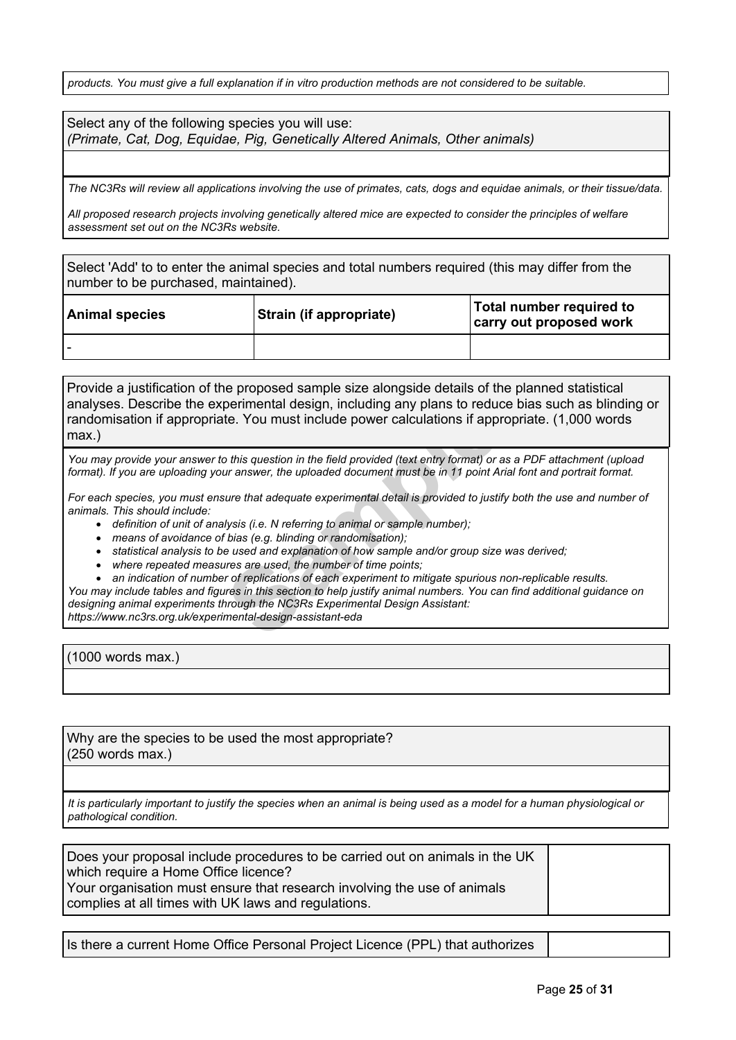*products. You must give a full explanation if in vitro production methods are not considered to be suitable.*

| Select any of the following species you will use: *(Primate, Cat, Dog, Equidae, Pig, Genetically Altered Animals, Other animals)* |
|---|
| |

*The NC3Rs will review all applications involving the use of primates, cats, dogs and equidae animals, or their tissue/data.*

*All proposed research projects involving genetically altered mice are expected to consider the principles of welfare assessment set out on the NC3Rs website.*

Select 'Add' to to enter the animal species and total numbers required (this may differ from the number to be purchased, maintained).

| **Animal species** | **Strain (if appropriate)** | **Total number required to carry out proposed work** |
|---|---|---|
| - | | |

Provide a justification of the proposed sample size alongside details of the planned statistical analyses. Describe the experimental design, including any plans to reduce bias such as blinding or randomisation if appropriate. You must include power calculations if appropriate. (1,000 words max.)

*You may provide your answer to this question in the field provided (text entry format) or as a PDF attachment (upload format). If you are uploading your answer, the uploaded document must be in 11 point Arial font and portrait format.*

*For each species, you must ensure that adequate experimental detail is provided to justify both the use and number of animals. This should include:*

- *definition of unit of analysis (i.e. N referring to animal or sample number);*
- *means of avoidance of bias (e.g. blinding or randomisation);*
- *statistical analysis to be used and explanation of how sample and/or group size was derived;*
- *where repeated measures are used, the number of time points;*
- *an indication of number of replications of each experiment to mitigate spurious non-replicable results.*

*You may include tables and figures in this section to help justify animal numbers. You can find additional guidance on designing animal experiments through the NC3Rs Experimental Design Assistant: https://www.nc3rs.org.uk/experimental-design-assistant-eda*

| (1000 words max.) |
|---|
| |

| Why are the species to be used the most appropriate? (250 words max.) |
|---|
| |

*It is particularly important to justify the species when an animal is being used as a model for a human physiological or pathological condition.*

| Does your proposal include procedures to be carried out on animals in the UK which require a Home Office licence? Your organisation must ensure that research involving the use of animals complies at all times with UK laws and regulations. | |
|---|---|

| Is there a current Home Office Personal Project Licence (PPL) that authorizes | |
|---|---|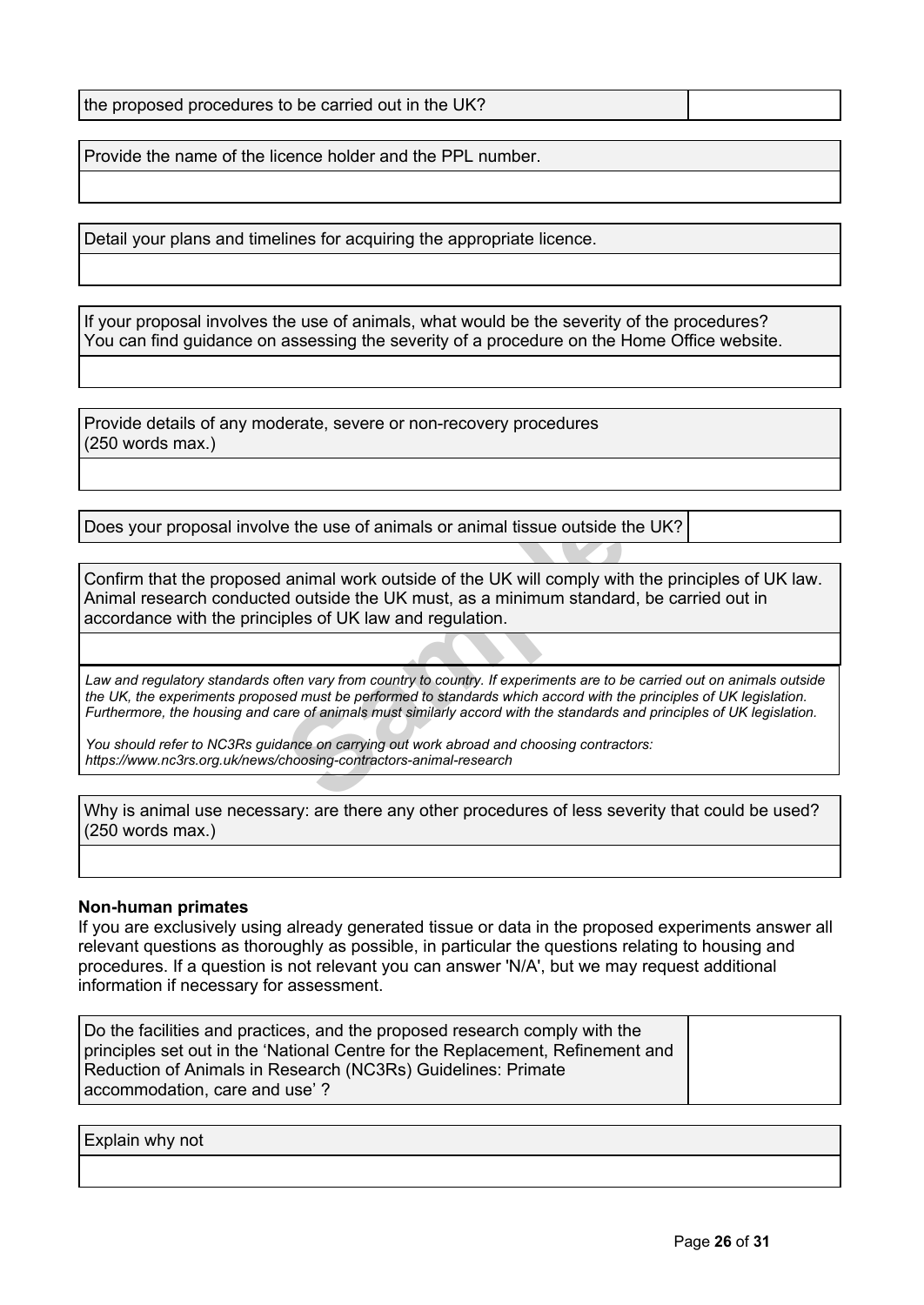| the proposed procedures to be carried out in the UK? | |
|---|---|

| Provide the name of the licence holder and the PPL number. |
|---|
| |

| Detail your plans and timelines for acquiring the appropriate licence. |
|---|
| |

| If your proposal involves the use of animals, what would be the severity of the procedures? You can find guidance on assessing the severity of a procedure on the Home Office website. |
|---|
| |

| Provide details of any moderate, severe or non-recovery procedures (250 words max.) |
|---|
| |

| Does your proposal involve the use of animals or animal tissue outside the UK? | |
|---|---|

| Confirm that the proposed animal work outside of the UK will comply with the principles of UK law. Animal research conducted outside the UK must, as a minimum standard, be carried out in accordance with the principles of UK law and regulation. |
|---|
| |

*Law and regulatory standards often vary from country to country. If experiments are to be carried out on animals outside the UK, the experiments proposed must be performed to standards which accord with the principles of UK legislation. Furthermore, the housing and care of animals must similarly accord with the standards and principles of UK legislation.*

*You should refer to NC3Rs guidance on carrying out work abroad and choosing contractors: https://www.nc3rs.org.uk/news/choosing-contractors-animal-research*

| Why is animal use necessary: are there any other procedures of less severity that could be used? (250 words max.) |
|---|
| |

**Non-human primates**

If you are exclusively using already generated tissue or data in the proposed experiments answer all relevant questions as thoroughly as possible, in particular the questions relating to housing and procedures. If a question is not relevant you can answer 'N/A', but we may request additional information if necessary for assessment.

| Do the facilities and practices, and the proposed research comply with the principles set out in the 'National Centre for the Replacement, Refinement and Reduction of Animals in Research (NC3Rs) Guidelines: Primate accommodation, care and use' ? | |
|---|---|

| Explain why not |
|---|
| |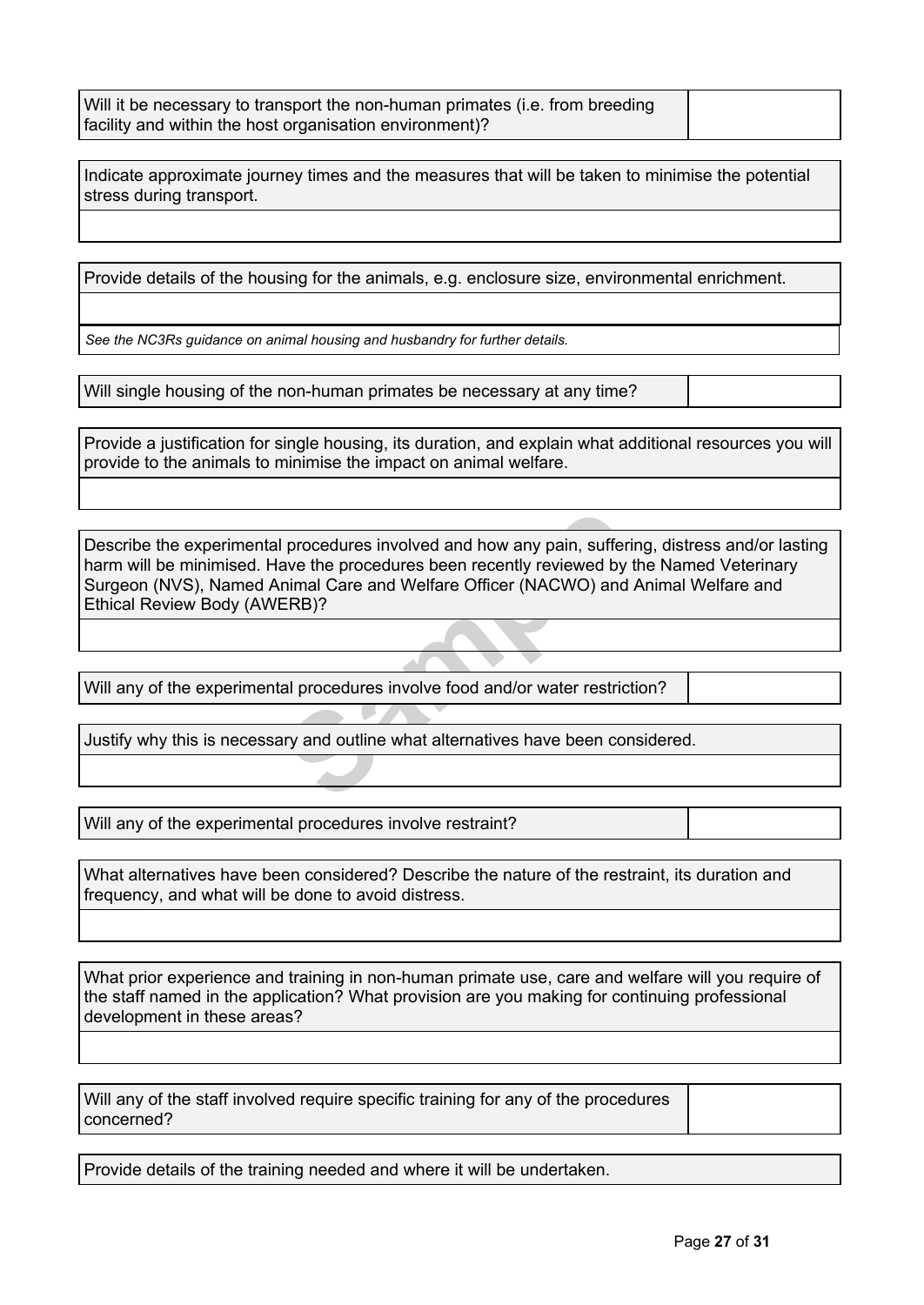| Will it be necessary to transport the non-human primates (i.e. from breeding facility and within the host organisation environment)? | |
|---|---|

| Indicate approximate journey times and the measures that will be taken to minimise the potential stress during transport. |
|---|
| |

| Provide details of the housing for the animals, e.g. enclosure size, environmental enrichment. |
|---|
| |
| *See the NC3Rs guidance on animal housing and husbandry for further details.* |

| Will single housing of the non-human primates be necessary at any time? | |
|---|---|

| Provide a justification for single housing, its duration, and explain what additional resources you will provide to the animals to minimise the impact on animal welfare. |
|---|
| |

| Describe the experimental procedures involved and how any pain, suffering, distress and/or lasting harm will be minimised. Have the procedures been recently reviewed by the Named Veterinary Surgeon (NVS), Named Animal Care and Welfare Officer (NACWO) and Animal Welfare and Ethical Review Body (AWERB)? |
|---|
| |

| Will any of the experimental procedures involve food and/or water restriction? | |
|---|---|

| Justify why this is necessary and outline what alternatives have been considered. |
|---|
| |

| Will any of the experimental procedures involve restraint? | |
|---|---|

| What alternatives have been considered? Describe the nature of the restraint, its duration and frequency, and what will be done to avoid distress. |
|---|
| |

| What prior experience and training in non-human primate use, care and welfare will you require of the staff named in the application? What provision are you making for continuing professional development in these areas? |
|---|
| |

| Will any of the staff involved require specific training for any of the procedures concerned? | |
|---|---|

| Provide details of the training needed and where it will be undertaken. |
|---|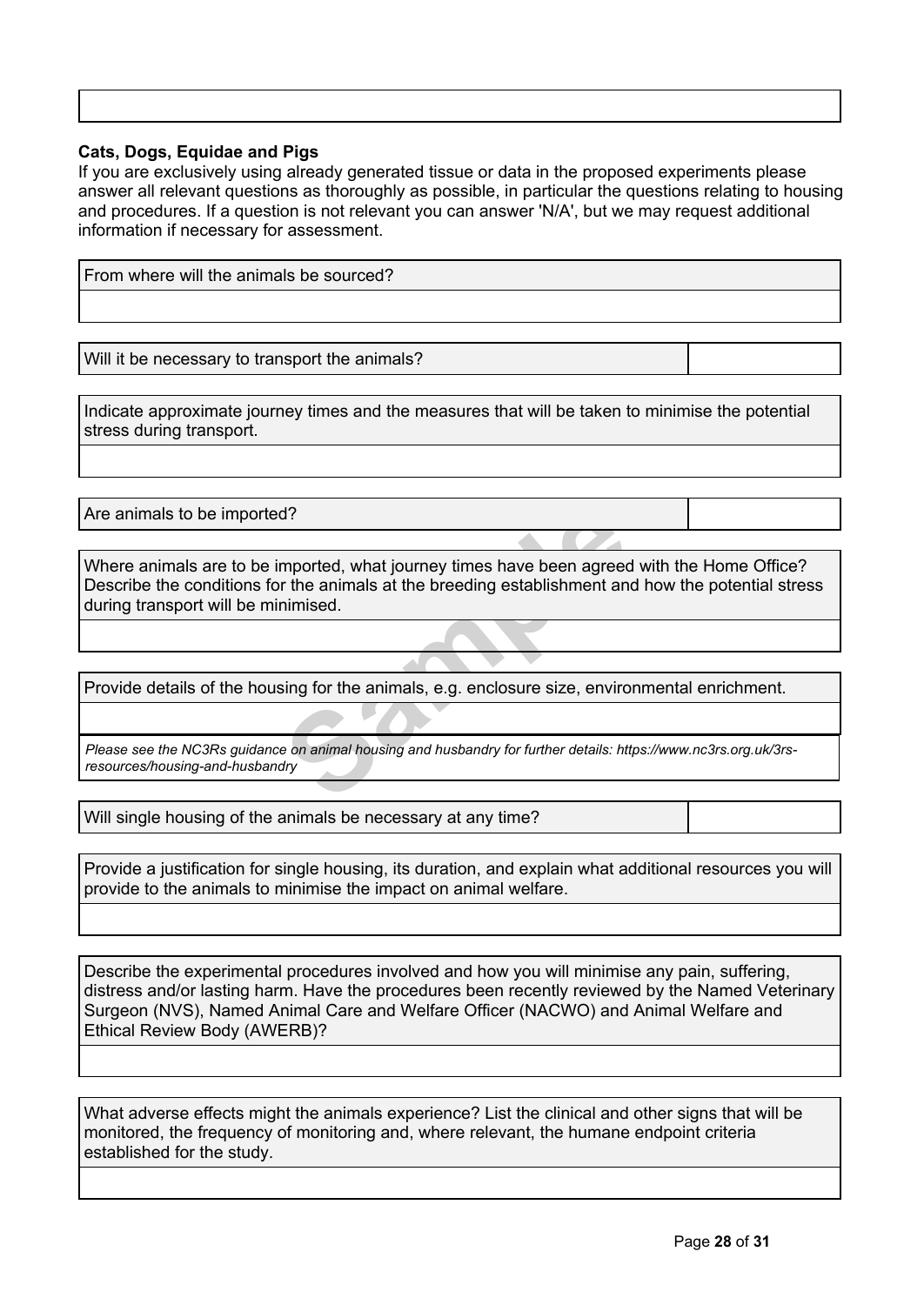**Cats, Dogs, Equidae and Pigs**

If you are exclusively using already generated tissue or data in the proposed experiments please answer all relevant questions as thoroughly as possible, in particular the questions relating to housing and procedures. If a question is not relevant you can answer 'N/A', but we may request additional information if necessary for assessment.

| From where will the animals be sourced? |
| --- |
| |

| Will it be necessary to transport the animals? | |
| --- | --- |

| Indicate approximate journey times and the measures that will be taken to minimise the potential stress during transport. |
| --- |
| |

| Are animals to be imported? | |
| --- | --- |

| Where animals are to be imported, what journey times have been agreed with the Home Office? Describe the conditions for the animals at the breeding establishment and how the potential stress during transport will be minimised. |
| --- |
| |

| Provide details of the housing for the animals, e.g. enclosure size, environmental enrichment. |
| --- |
| |
| *Please see the NC3Rs guidance on animal housing and husbandry for further details: https://www.nc3rs.org.uk/3rs-resources/housing-and-husbandry* |

| Will single housing of the animals be necessary at any time? | |
| --- | --- |

| Provide a justification for single housing, its duration, and explain what additional resources you will provide to the animals to minimise the impact on animal welfare. |
| --- |
| |

| Describe the experimental procedures involved and how you will minimise any pain, suffering, distress and/or lasting harm. Have the procedures been recently reviewed by the Named Veterinary Surgeon (NVS), Named Animal Care and Welfare Officer (NACWO) and Animal Welfare and Ethical Review Body (AWERB)? |
| --- |
| |

| What adverse effects might the animals experience? List the clinical and other signs that will be monitored, the frequency of monitoring and, where relevant, the humane endpoint criteria established for the study. |
| --- |
| |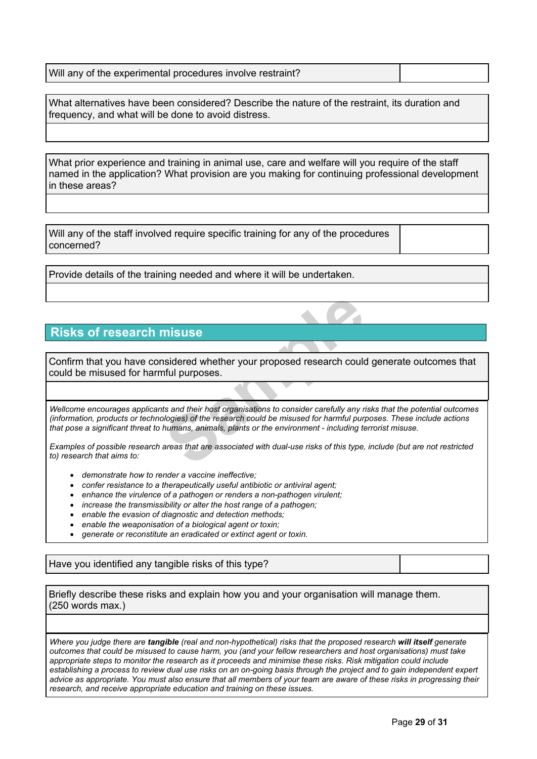| Will any of the experimental procedures involve restraint? | |
| --- | --- |

| What alternatives have been considered? Describe the nature of the restraint, its duration and frequency, and what will be done to avoid distress. |
| --- |
| |

| What prior experience and training in animal use, care and welfare will you require of the staff named in the application? What provision are you making for continuing professional development in these areas? |
| --- |
| |

| Will any of the staff involved require specific training for any of the procedures concerned? | |
| --- | --- |

| Provide details of the training needed and where it will be undertaken. |
| --- |
| |

## Risks of research misuse

| Confirm that you have considered whether your proposed research could generate outcomes that could be misused for harmful purposes. |
| --- |
| |

*Wellcome encourages applicants and their host organisations to consider carefully any risks that the potential outcomes (information, products or technologies) of the research could be misused for harmful purposes. These include actions that pose a significant threat to humans, animals, plants or the environment - including terrorist misuse.*

*Examples of possible research areas that are associated with dual-use risks of this type, include (but are not restricted to) research that aims to:*

- *demonstrate how to render a vaccine ineffective;*
- *confer resistance to a therapeutically useful antibiotic or antiviral agent;*
- *enhance the virulence of a pathogen or renders a non-pathogen virulent;*
- *increase the transmissibility or alter the host range of a pathogen;*
- *enable the evasion of diagnostic and detection methods;*
- *enable the weaponisation of a biological agent or toxin;*
- *generate or reconstitute an eradicated or extinct agent or toxin.*

| Have you identified any tangible risks of this type? | |
| --- | --- |

| Briefly describe these risks and explain how you and your organisation will manage them. (250 words max.) |
| --- |
| |

*Where you judge there are **tangible** (real and non-hypothetical) risks that the proposed research **will itself** generate outcomes that could be misused to cause harm, you (and your fellow researchers and host organisations) must take appropriate steps to monitor the research as it proceeds and minimise these risks. Risk mitigation could include establishing a process to review dual use risks on an on-going basis through the project and to gain independent expert advice as appropriate. You must also ensure that all members of your team are aware of these risks in progressing their research, and receive appropriate education and training on these issues.*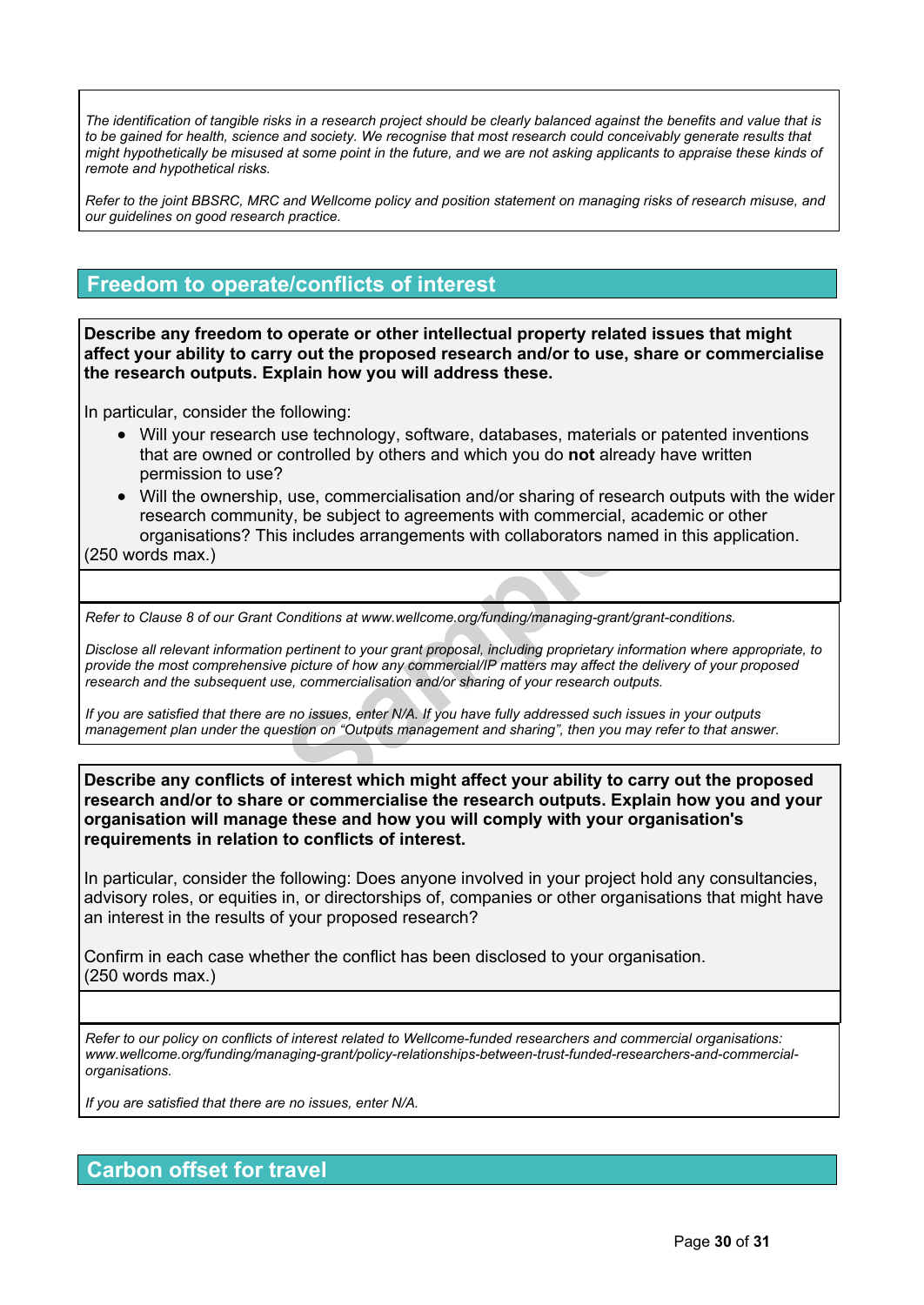*The identification of tangible risks in a research project should be clearly balanced against the benefits and value that is to be gained for health, science and society. We recognise that most research could conceivably generate results that might hypothetically be misused at some point in the future, and we are not asking applicants to appraise these kinds of remote and hypothetical risks.*

*Refer to the joint BBSRC, MRC and Wellcome policy and position statement on managing risks of research misuse, and our guidelines on good research practice.*

## Freedom to operate/conflicts of interest

**Describe any freedom to operate or other intellectual property related issues that might affect your ability to carry out the proposed research and/or to use, share or commercialise the research outputs. Explain how you will address these.**

In particular, consider the following:

- Will your research use technology, software, databases, materials or patented inventions that are owned or controlled by others and which you do **not** already have written permission to use?
- Will the ownership, use, commercialisation and/or sharing of research outputs with the wider research community, be subject to agreements with commercial, academic or other organisations? This includes arrangements with collaborators named in this application.

(250 words max.)

*Refer to Clause 8 of our Grant Conditions at www.wellcome.org/funding/managing-grant/grant-conditions.*

*Disclose all relevant information pertinent to your grant proposal, including proprietary information where appropriate, to provide the most comprehensive picture of how any commercial/IP matters may affect the delivery of your proposed research and the subsequent use, commercialisation and/or sharing of your research outputs.*

*If you are satisfied that there are no issues, enter N/A. If you have fully addressed such issues in your outputs management plan under the question on "Outputs management and sharing", then you may refer to that answer.*

**Describe any conflicts of interest which might affect your ability to carry out the proposed research and/or to share or commercialise the research outputs. Explain how you and your organisation will manage these and how you will comply with your organisation's requirements in relation to conflicts of interest.**

In particular, consider the following: Does anyone involved in your project hold any consultancies, advisory roles, or equities in, or directorships of, companies or other organisations that might have an interest in the results of your proposed research?

Confirm in each case whether the conflict has been disclosed to your organisation.
(250 words max.)

*Refer to our policy on conflicts of interest related to Wellcome-funded researchers and commercial organisations: www.wellcome.org/funding/managing-grant/policy-relationships-between-trust-funded-researchers-and-commercial-organisations.*

*If you are satisfied that there are no issues, enter N/A.*

## Carbon offset for travel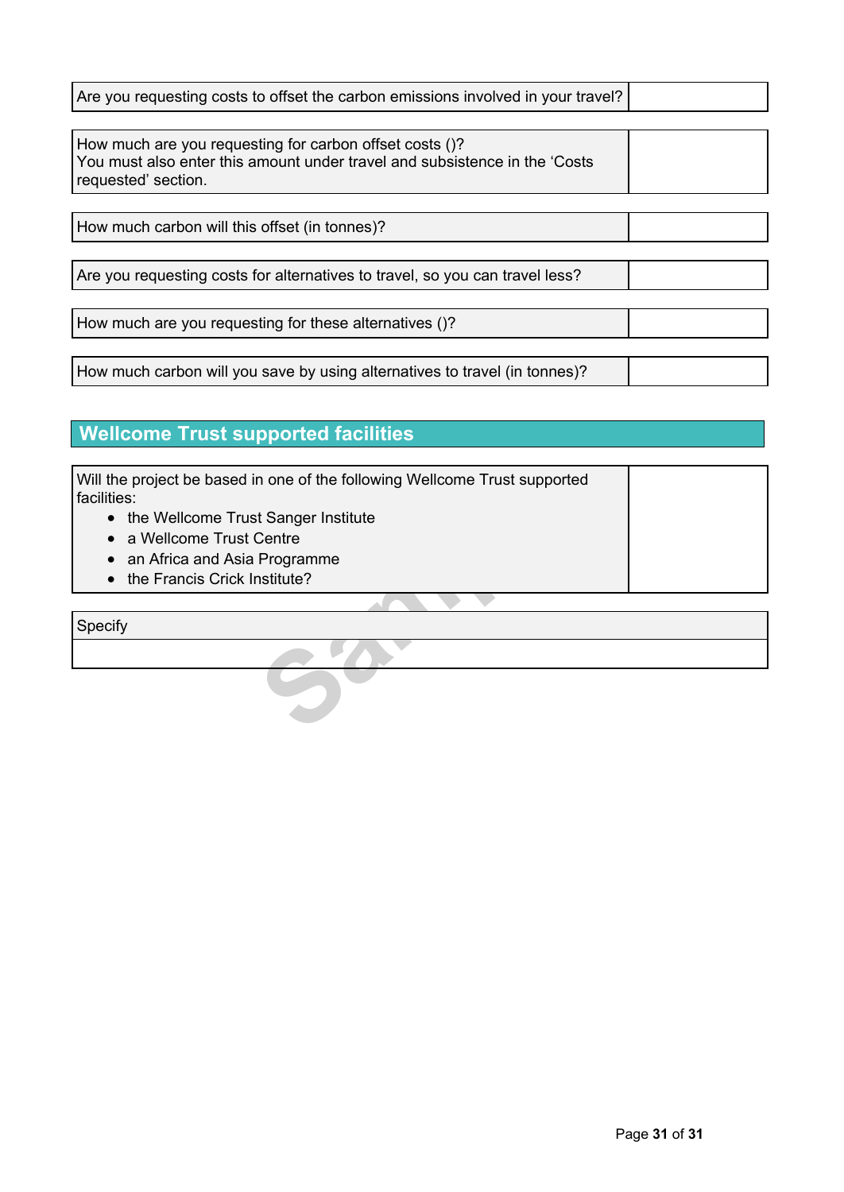| | |
|---|---|
| Are you requesting costs to offset the carbon emissions involved in your travel? | |

| | |
|---|---|
| How much are you requesting for carbon offset costs ()?<br>You must also enter this amount under travel and subsistence in the 'Costs requested' section. | |

| | |
|---|---|
| How much carbon will this offset (in tonnes)? | |

| | |
|---|---|
| Are you requesting costs for alternatives to travel, so you can travel less? | |

| | |
|---|---|
| How much are you requesting for these alternatives ()? | |

| | |
|---|---|
| How much carbon will you save by using alternatives to travel (in tonnes)? | |

## Wellcome Trust supported facilities

| | |
|---|---|
| Will the project be based in one of the following Wellcome Trust supported facilities:<br>• the Wellcome Trust Sanger Institute<br>• a Wellcome Trust Centre<br>• an Africa and Asia Programme<br>• the Francis Crick Institute? | |

| Specify |
|---|
| |